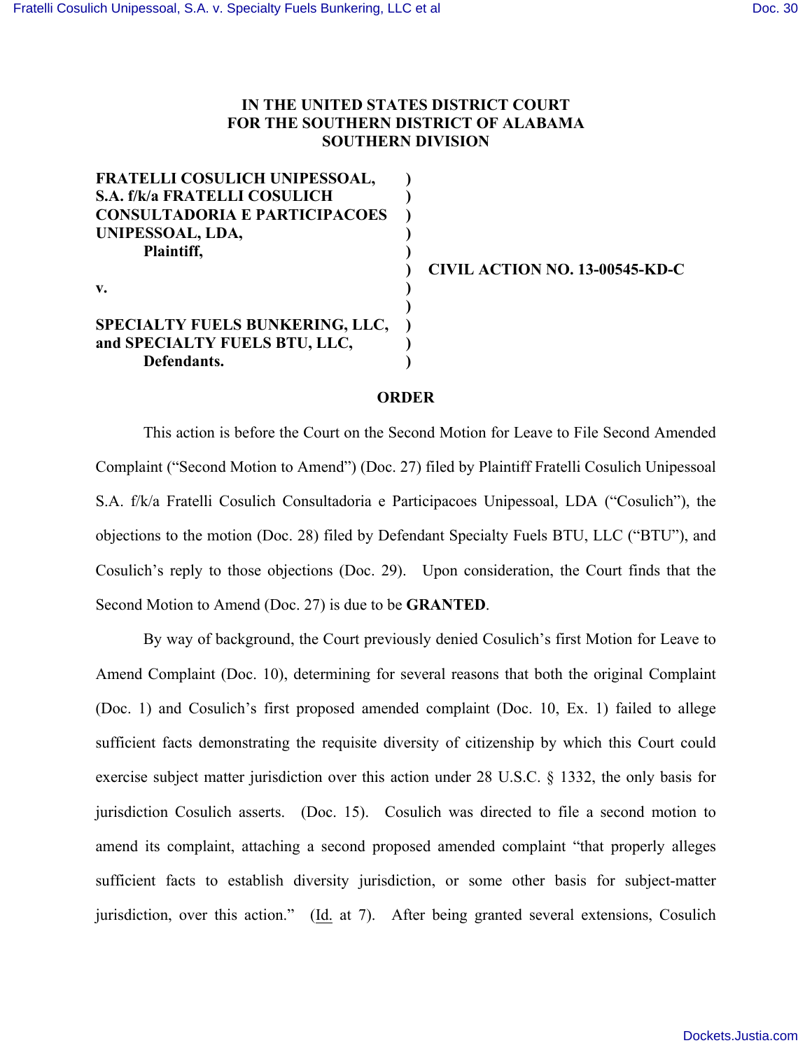**IN THE UNITED STATES DISTRICT COURT
FOR THE SOUTHERN DISTRICT OF ALABAMA
SOUTHERN DIVISION**

**FRATELLI COSULICH UNIPESSOAL, S.A. f/k/a FRATELLI COSULICH CONSULTADORIA E PARTICIPACOES UNIPESSOAL, LDA,**
**Plaintiff,**

**v.**

**SPECIALTY FUELS BUNKERING, LLC, and SPECIALTY FUELS BTU, LLC,**
**Defendants.**

**CIVIL ACTION NO. 13-00545-KD-C**

## ORDER

This action is before the Court on the Second Motion for Leave to File Second Amended Complaint ("Second Motion to Amend") (Doc. 27) filed by Plaintiff Fratelli Cosulich Unipessoal S.A. f/k/a Fratelli Cosulich Consultadoria e Participacoes Unipessoal, LDA ("Cosulich"), the objections to the motion (Doc. 28) filed by Defendant Specialty Fuels BTU, LLC ("BTU"), and Cosulich's reply to those objections (Doc. 29). Upon consideration, the Court finds that the Second Motion to Amend (Doc. 27) is due to be **GRANTED**.

By way of background, the Court previously denied Cosulich's first Motion for Leave to Amend Complaint (Doc. 10), determining for several reasons that both the original Complaint (Doc. 1) and Cosulich's first proposed amended complaint (Doc. 10, Ex. 1) failed to allege sufficient facts demonstrating the requisite diversity of citizenship by which this Court could exercise subject matter jurisdiction over this action under 28 U.S.C. § 1332, the only basis for jurisdiction Cosulich asserts. (Doc. 15). Cosulich was directed to file a second motion to amend its complaint, attaching a second proposed amended complaint "that properly alleges sufficient facts to establish diversity jurisdiction, or some other basis for subject-matter jurisdiction, over this action." (Id. at 7). After being granted several extensions, Cosulich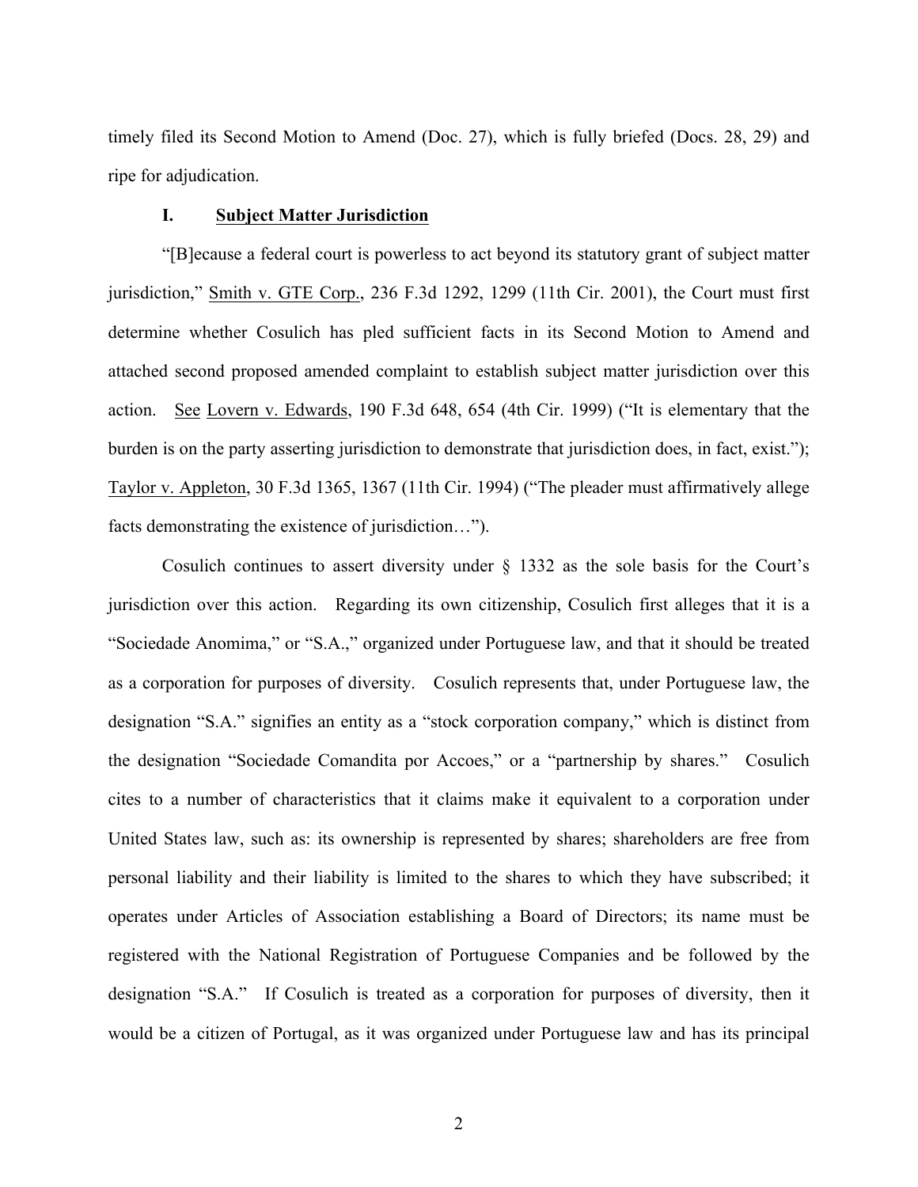timely filed its Second Motion to Amend (Doc. 27), which is fully briefed (Docs. 28, 29) and ripe for adjudication.

## I. Subject Matter Jurisdiction

"[B]ecause a federal court is powerless to act beyond its statutory grant of subject matter jurisdiction," Smith v. GTE Corp., 236 F.3d 1292, 1299 (11th Cir. 2001), the Court must first determine whether Cosulich has pled sufficient facts in its Second Motion to Amend and attached second proposed amended complaint to establish subject matter jurisdiction over this action. See Lovern v. Edwards, 190 F.3d 648, 654 (4th Cir. 1999) ("It is elementary that the burden is on the party asserting jurisdiction to demonstrate that jurisdiction does, in fact, exist."); Taylor v. Appleton, 30 F.3d 1365, 1367 (11th Cir. 1994) ("The pleader must affirmatively allege facts demonstrating the existence of jurisdiction…").

Cosulich continues to assert diversity under § 1332 as the sole basis for the Court's jurisdiction over this action. Regarding its own citizenship, Cosulich first alleges that it is a "Sociedade Anomima," or "S.A.," organized under Portuguese law, and that it should be treated as a corporation for purposes of diversity. Cosulich represents that, under Portuguese law, the designation "S.A." signifies an entity as a "stock corporation company," which is distinct from the designation "Sociedade Comandita por Accoes," or a "partnership by shares." Cosulich cites to a number of characteristics that it claims make it equivalent to a corporation under United States law, such as: its ownership is represented by shares; shareholders are free from personal liability and their liability is limited to the shares to which they have subscribed; it operates under Articles of Association establishing a Board of Directors; its name must be registered with the National Registration of Portuguese Companies and be followed by the designation "S.A." If Cosulich is treated as a corporation for purposes of diversity, then it would be a citizen of Portugal, as it was organized under Portuguese law and has its principal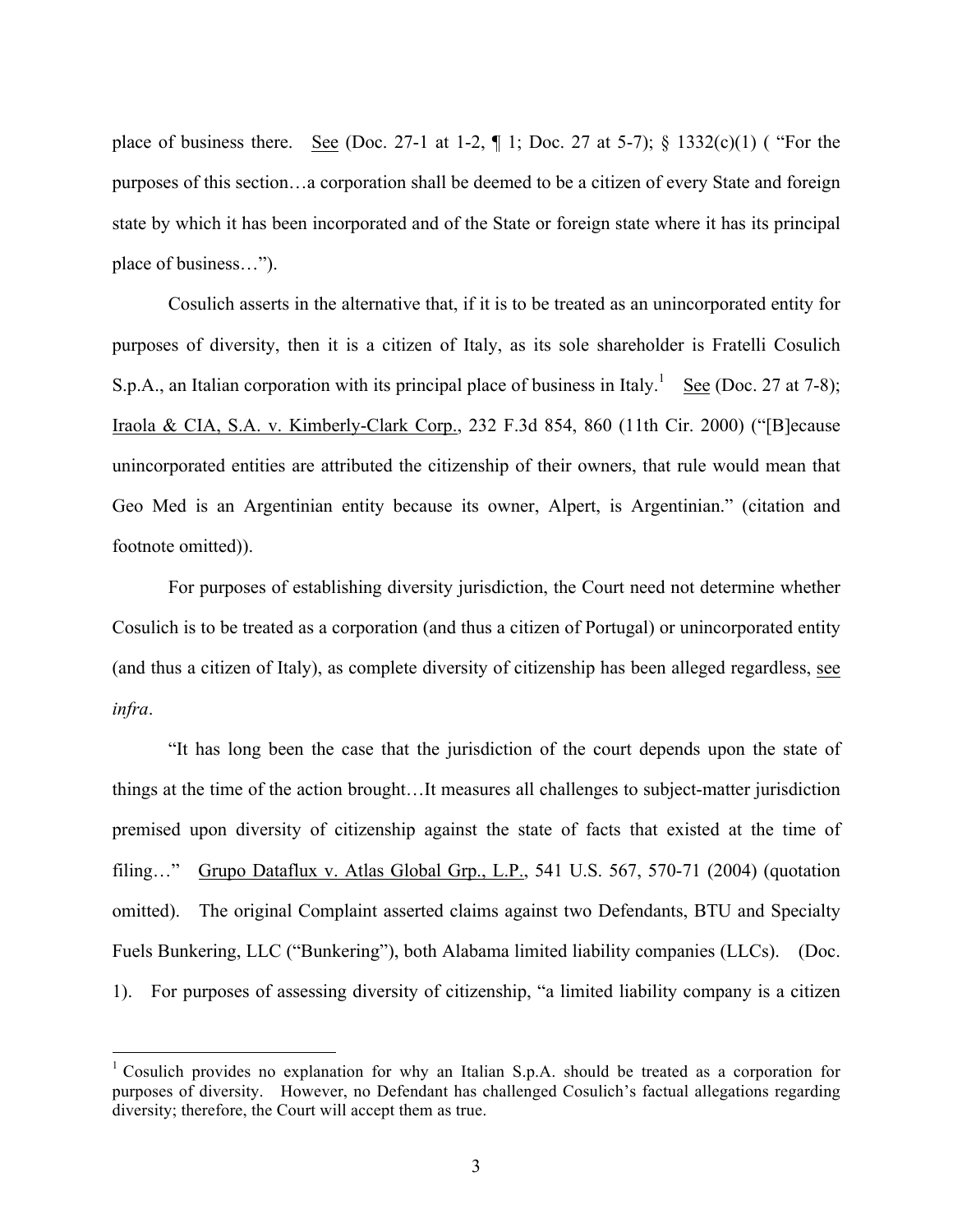place of business there. See (Doc. 27-1 at 1-2, ¶ 1; Doc. 27 at 5-7); § 1332(c)(1) ( "For the purposes of this section…a corporation shall be deemed to be a citizen of every State and foreign state by which it has been incorporated and of the State or foreign state where it has its principal place of business…").

Cosulich asserts in the alternative that, if it is to be treated as an unincorporated entity for purposes of diversity, then it is a citizen of Italy, as its sole shareholder is Fratelli Cosulich S.p.A., an Italian corporation with its principal place of business in Italy.[1] See (Doc. 27 at 7-8); Iraola & CIA, S.A. v. Kimberly-Clark Corp., 232 F.3d 854, 860 (11th Cir. 2000) ("[B]ecause unincorporated entities are attributed the citizenship of their owners, that rule would mean that Geo Med is an Argentinian entity because its owner, Alpert, is Argentinian." (citation and footnote omitted)).

For purposes of establishing diversity jurisdiction, the Court need not determine whether Cosulich is to be treated as a corporation (and thus a citizen of Portugal) or unincorporated entity (and thus a citizen of Italy), as complete diversity of citizenship has been alleged regardless, see *infra*.

"It has long been the case that the jurisdiction of the court depends upon the state of things at the time of the action brought…It measures all challenges to subject-matter jurisdiction premised upon diversity of citizenship against the state of facts that existed at the time of filing…" Grupo Dataflux v. Atlas Global Grp., L.P., 541 U.S. 567, 570-71 (2004) (quotation omitted). The original Complaint asserted claims against two Defendants, BTU and Specialty Fuels Bunkering, LLC ("Bunkering"), both Alabama limited liability companies (LLCs). (Doc. 1). For purposes of assessing diversity of citizenship, "a limited liability company is a citizen

---

[1] Cosulich provides no explanation for why an Italian S.p.A. should be treated as a corporation for purposes of diversity. However, no Defendant has challenged Cosulich's factual allegations regarding diversity; therefore, the Court will accept them as true.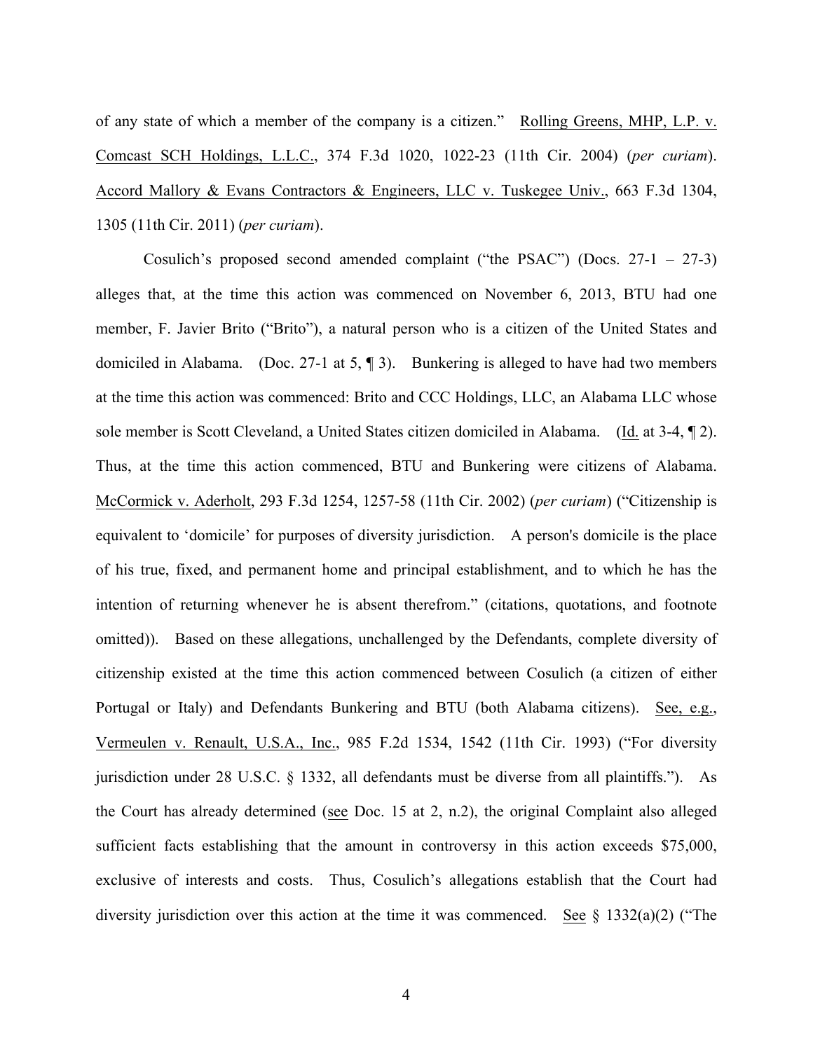of any state of which a member of the company is a citizen." Rolling Greens, MHP, L.P. v. Comcast SCH Holdings, L.L.C., 374 F.3d 1020, 1022-23 (11th Cir. 2004) (*per curiam*). Accord Mallory & Evans Contractors & Engineers, LLC v. Tuskegee Univ., 663 F.3d 1304, 1305 (11th Cir. 2011) (*per curiam*).

Cosulich's proposed second amended complaint ("the PSAC") (Docs. 27-1 – 27-3) alleges that, at the time this action was commenced on November 6, 2013, BTU had one member, F. Javier Brito ("Brito"), a natural person who is a citizen of the United States and domiciled in Alabama. (Doc. 27-1 at 5, ¶ 3). Bunkering is alleged to have had two members at the time this action was commenced: Brito and CCC Holdings, LLC, an Alabama LLC whose sole member is Scott Cleveland, a United States citizen domiciled in Alabama. (Id. at 3-4, ¶ 2). Thus, at the time this action commenced, BTU and Bunkering were citizens of Alabama. McCormick v. Aderholt, 293 F.3d 1254, 1257-58 (11th Cir. 2002) (*per curiam*) ("Citizenship is equivalent to 'domicile' for purposes of diversity jurisdiction. A person's domicile is the place of his true, fixed, and permanent home and principal establishment, and to which he has the intention of returning whenever he is absent therefrom." (citations, quotations, and footnote omitted)). Based on these allegations, unchallenged by the Defendants, complete diversity of citizenship existed at the time this action commenced between Cosulich (a citizen of either Portugal or Italy) and Defendants Bunkering and BTU (both Alabama citizens). See, e.g., Vermeulen v. Renault, U.S.A., Inc., 985 F.2d 1534, 1542 (11th Cir. 1993) ("For diversity jurisdiction under 28 U.S.C. § 1332, all defendants must be diverse from all plaintiffs."). As the Court has already determined (see Doc. 15 at 2, n.2), the original Complaint also alleged sufficient facts establishing that the amount in controversy in this action exceeds $75,000, exclusive of interests and costs. Thus, Cosulich's allegations establish that the Court had diversity jurisdiction over this action at the time it was commenced. See § 1332(a)(2) ("The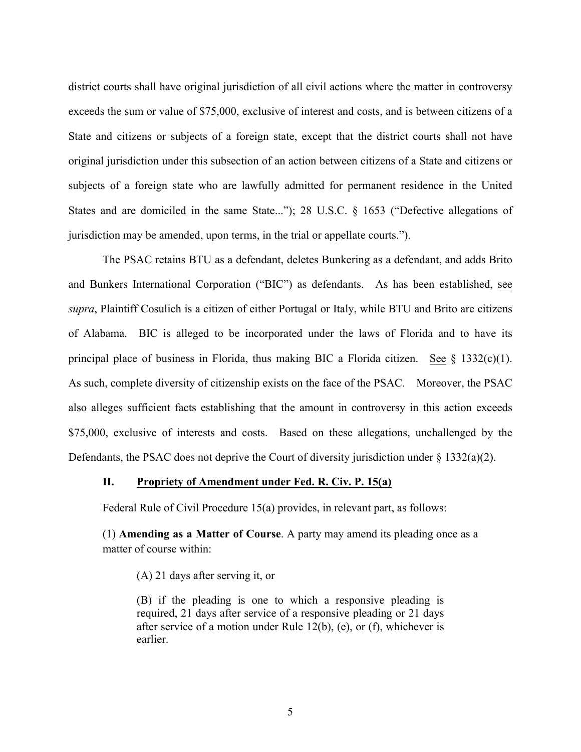district courts shall have original jurisdiction of all civil actions where the matter in controversy exceeds the sum or value of $75,000, exclusive of interest and costs, and is between citizens of a State and citizens or subjects of a foreign state, except that the district courts shall not have original jurisdiction under this subsection of an action between citizens of a State and citizens or subjects of a foreign state who are lawfully admitted for permanent residence in the United States and are domiciled in the same State..."); 28 U.S.C. § 1653 ("Defective allegations of jurisdiction may be amended, upon terms, in the trial or appellate courts.").

The PSAC retains BTU as a defendant, deletes Bunkering as a defendant, and adds Brito and Bunkers International Corporation ("BIC") as defendants. As has been established, see *supra*, Plaintiff Cosulich is a citizen of either Portugal or Italy, while BTU and Brito are citizens of Alabama. BIC is alleged to be incorporated under the laws of Florida and to have its principal place of business in Florida, thus making BIC a Florida citizen. See § 1332(c)(1). As such, complete diversity of citizenship exists on the face of the PSAC. Moreover, the PSAC also alleges sufficient facts establishing that the amount in controversy in this action exceeds $75,000, exclusive of interests and costs. Based on these allegations, unchallenged by the Defendants, the PSAC does not deprive the Court of diversity jurisdiction under § 1332(a)(2).

## II. Propriety of Amendment under Fed. R. Civ. P. 15(a)

Federal Rule of Civil Procedure 15(a) provides, in relevant part, as follows:

> (1) **Amending as a Matter of Course**. A party may amend its pleading once as a matter of course within:
>
> > (A) 21 days after serving it, or
> >
> > (B) if the pleading is one to which a responsive pleading is required, 21 days after service of a responsive pleading or 21 days after service of a motion under Rule 12(b), (e), or (f), whichever is earlier.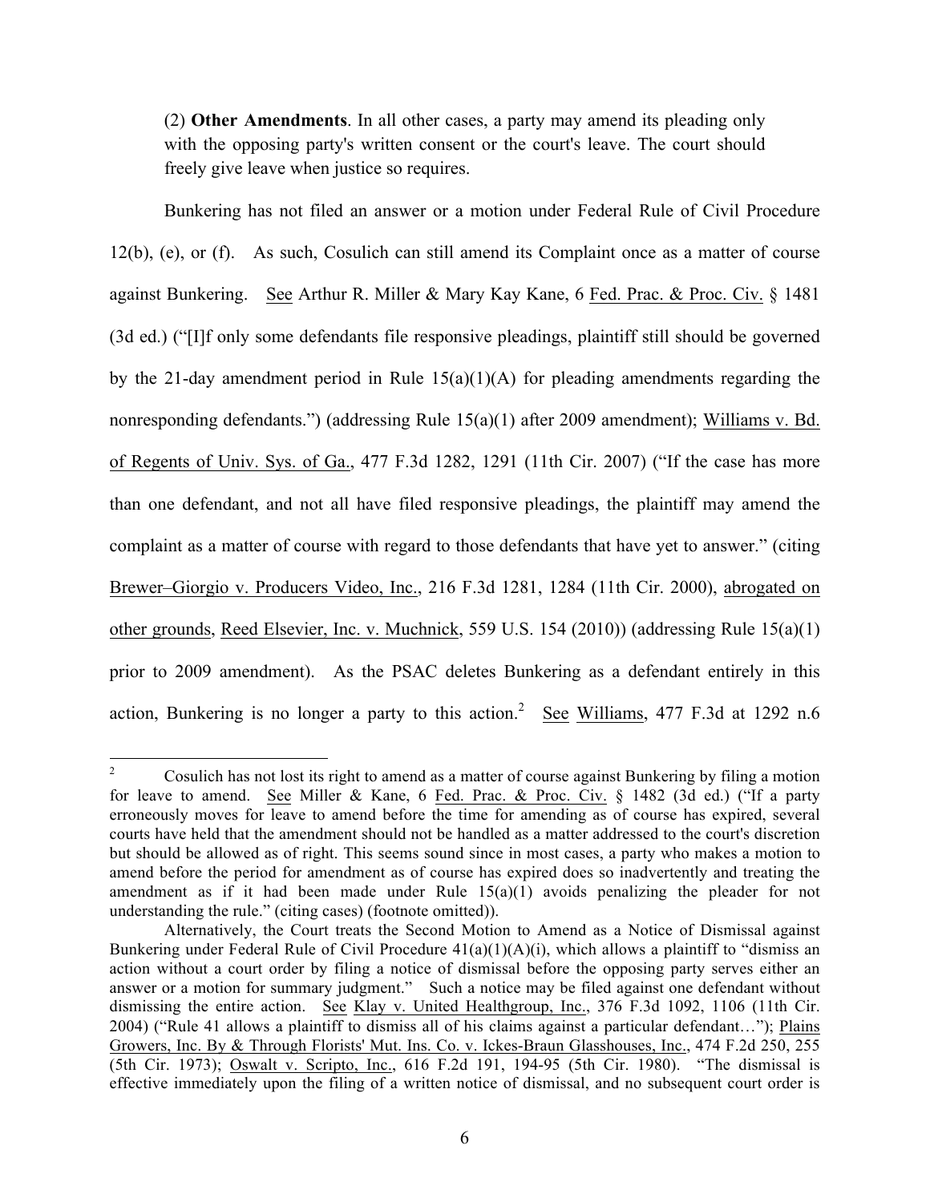(2) **Other Amendments**. In all other cases, a party may amend its pleading only with the opposing party's written consent or the court's leave. The court should freely give leave when justice so requires.

Bunkering has not filed an answer or a motion under Federal Rule of Civil Procedure 12(b), (e), or (f). As such, Cosulich can still amend its Complaint once as a matter of course against Bunkering. See Arthur R. Miller & Mary Kay Kane, 6 Fed. Prac. & Proc. Civ. § 1481 (3d ed.) ("[I]f only some defendants file responsive pleadings, plaintiff still should be governed by the 21-day amendment period in Rule 15(a)(1)(A) for pleading amendments regarding the nonresponding defendants.") (addressing Rule 15(a)(1) after 2009 amendment); Williams v. Bd. of Regents of Univ. Sys. of Ga., 477 F.3d 1282, 1291 (11th Cir. 2007) ("If the case has more than one defendant, and not all have filed responsive pleadings, the plaintiff may amend the complaint as a matter of course with regard to those defendants that have yet to answer." (citing Brewer–Giorgio v. Producers Video, Inc., 216 F.3d 1281, 1284 (11th Cir. 2000), abrogated on other grounds, Reed Elsevier, Inc. v. Muchnick, 559 U.S. 154 (2010)) (addressing Rule 15(a)(1) prior to 2009 amendment). As the PSAC deletes Bunkering as a defendant entirely in this action, Bunkering is no longer a party to this action.[2] See Williams, 477 F.3d at 1292 n.6

---

[2] Cosulich has not lost its right to amend as a matter of course against Bunkering by filing a motion for leave to amend. See Miller & Kane, 6 Fed. Prac. & Proc. Civ. § 1482 (3d ed.) ("If a party erroneously moves for leave to amend before the time for amending as of course has expired, several courts have held that the amendment should not be handled as a matter addressed to the court's discretion but should be allowed as of right. This seems sound since in most cases, a party who makes a motion to amend before the period for amendment as of course has expired does so inadvertently and treating the amendment as if it had been made under Rule 15(a)(1) avoids penalizing the pleader for not understanding the rule." (citing cases) (footnote omitted)).

Alternatively, the Court treats the Second Motion to Amend as a Notice of Dismissal against Bunkering under Federal Rule of Civil Procedure 41(a)(1)(A)(i), which allows a plaintiff to "dismiss an action without a court order by filing a notice of dismissal before the opposing party serves either an answer or a motion for summary judgment." Such a notice may be filed against one defendant without dismissing the entire action. See Klay v. United Healthgroup, Inc., 376 F.3d 1092, 1106 (11th Cir. 2004) ("Rule 41 allows a plaintiff to dismiss all of his claims against a particular defendant…"); Plains Growers, Inc. By & Through Florists' Mut. Ins. Co. v. Ickes-Braun Glasshouses, Inc., 474 F.2d 250, 255 (5th Cir. 1973); Oswalt v. Scripto, Inc., 616 F.2d 191, 194-95 (5th Cir. 1980). "The dismissal is effective immediately upon the filing of a written notice of dismissal, and no subsequent court order is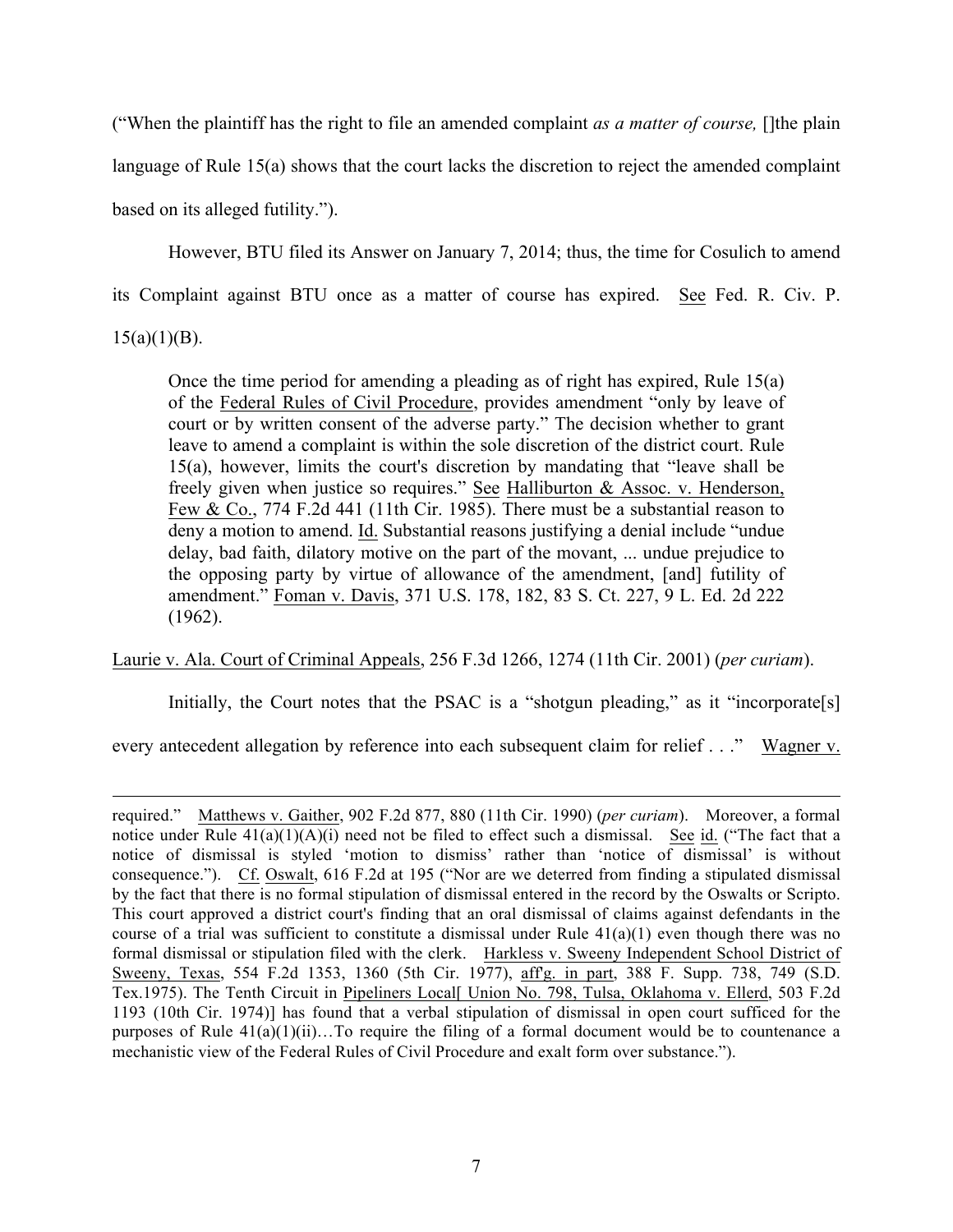("When the plaintiff has the right to file an amended complaint *as a matter of course,* []the plain language of Rule 15(a) shows that the court lacks the discretion to reject the amended complaint based on its alleged futility.").

However, BTU filed its Answer on January 7, 2014; thus, the time for Cosulich to amend its Complaint against BTU once as a matter of course has expired. See Fed. R. Civ. P. 15(a)(1)(B).

> Once the time period for amending a pleading as of right has expired, Rule 15(a) of the Federal Rules of Civil Procedure, provides amendment "only by leave of court or by written consent of the adverse party." The decision whether to grant leave to amend a complaint is within the sole discretion of the district court. Rule 15(a), however, limits the court's discretion by mandating that "leave shall be freely given when justice so requires." See Halliburton & Assoc. v. Henderson, Few & Co., 774 F.2d 441 (11th Cir. 1985). There must be a substantial reason to deny a motion to amend. Id. Substantial reasons justifying a denial include "undue delay, bad faith, dilatory motive on the part of the movant, ... undue prejudice to the opposing party by virtue of allowance of the amendment, [and] futility of amendment." Foman v. Davis, 371 U.S. 178, 182, 83 S. Ct. 227, 9 L. Ed. 2d 222 (1962).

Laurie v. Ala. Court of Criminal Appeals, 256 F.3d 1266, 1274 (11th Cir. 2001) (*per curiam*).

Initially, the Court notes that the PSAC is a "shotgun pleading," as it "incorporate[s] every antecedent allegation by reference into each subsequent claim for relief . . ." Wagner v.

---

required." Matthews v. Gaither, 902 F.2d 877, 880 (11th Cir. 1990) (*per curiam*). Moreover, a formal notice under Rule 41(a)(1)(A)(i) need not be filed to effect such a dismissal. See id. ("The fact that a notice of dismissal is styled 'motion to dismiss' rather than 'notice of dismissal' is without consequence."). Cf. Oswalt, 616 F.2d at 195 ("Nor are we deterred from finding a stipulated dismissal by the fact that there is no formal stipulation of dismissal entered in the record by the Oswalts or Scripto. This court approved a district court's finding that an oral dismissal of claims against defendants in the course of a trial was sufficient to constitute a dismissal under Rule 41(a)(1) even though there was no formal dismissal or stipulation filed with the clerk. Harkless v. Sweeny Independent School District of Sweeny, Texas, 554 F.2d 1353, 1360 (5th Cir. 1977), aff'g. in part, 388 F. Supp. 738, 749 (S.D. Tex.1975). The Tenth Circuit in Pipeliners Local[ Union No. 798, Tulsa, Oklahoma v. Ellerd, 503 F.2d 1193 (10th Cir. 1974)] has found that a verbal stipulation of dismissal in open court sufficed for the purposes of Rule 41(a)(1)(ii)…To require the filing of a formal document would be to countenance a mechanistic view of the Federal Rules of Civil Procedure and exalt form over substance.").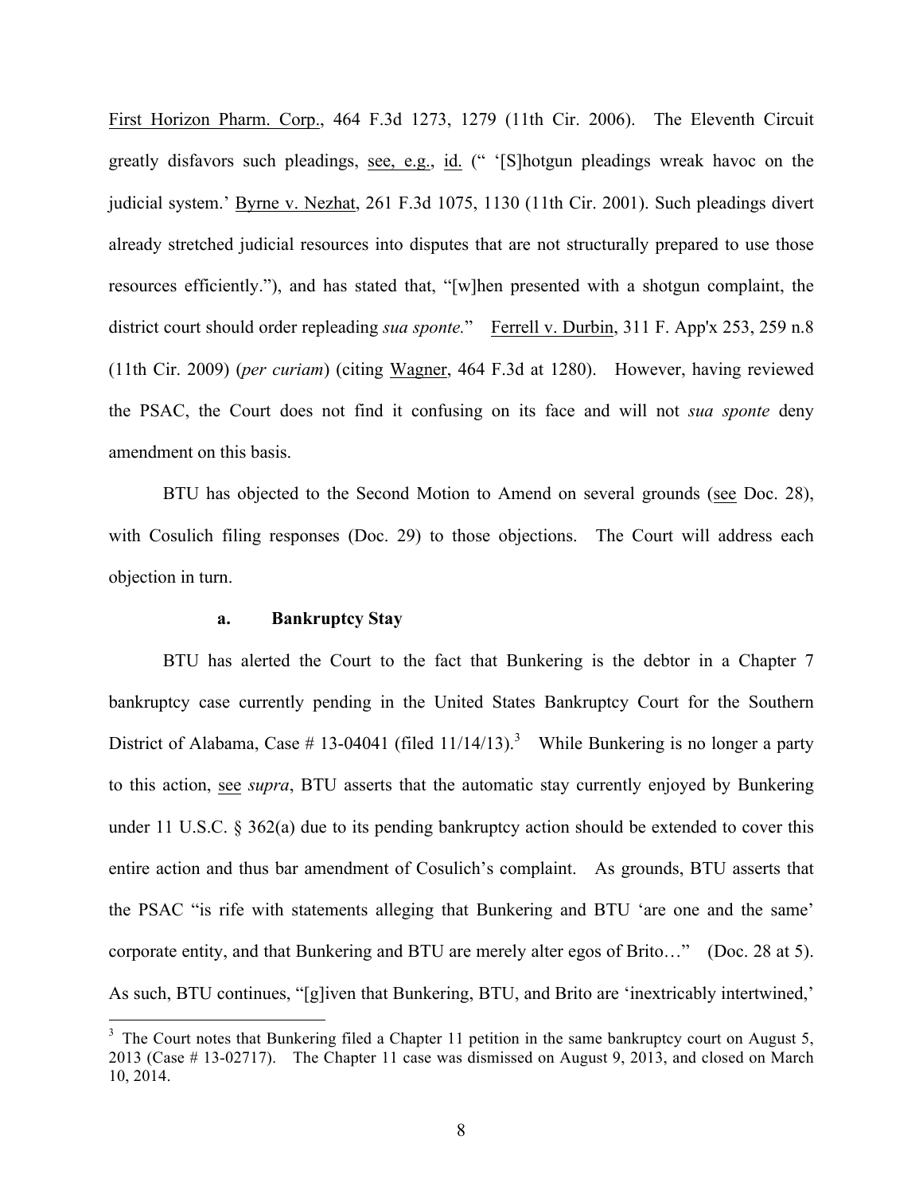First Horizon Pharm. Corp., 464 F.3d 1273, 1279 (11th Cir. 2006). The Eleventh Circuit greatly disfavors such pleadings, see, e.g., id. (" '[S]hotgun pleadings wreak havoc on the judicial system.' Byrne v. Nezhat, 261 F.3d 1075, 1130 (11th Cir. 2001). Such pleadings divert already stretched judicial resources into disputes that are not structurally prepared to use those resources efficiently."), and has stated that, "[w]hen presented with a shotgun complaint, the district court should order repleading *sua sponte.*" Ferrell v. Durbin, 311 F. App'x 253, 259 n.8 (11th Cir. 2009) (*per curiam*) (citing Wagner, 464 F.3d at 1280). However, having reviewed the PSAC, the Court does not find it confusing on its face and will not *sua sponte* deny amendment on this basis.

BTU has objected to the Second Motion to Amend on several grounds (see Doc. 28), with Cosulich filing responses (Doc. 29) to those objections. The Court will address each objection in turn.

**a. Bankruptcy Stay**

BTU has alerted the Court to the fact that Bunkering is the debtor in a Chapter 7 bankruptcy case currently pending in the United States Bankruptcy Court for the Southern District of Alabama, Case # 13-04041 (filed 11/14/13).[3] While Bunkering is no longer a party to this action, see *supra*, BTU asserts that the automatic stay currently enjoyed by Bunkering under 11 U.S.C. § 362(a) due to its pending bankruptcy action should be extended to cover this entire action and thus bar amendment of Cosulich's complaint. As grounds, BTU asserts that the PSAC "is rife with statements alleging that Bunkering and BTU 'are one and the same' corporate entity, and that Bunkering and BTU are merely alter egos of Brito…" (Doc. 28 at 5). As such, BTU continues, "[g]iven that Bunkering, BTU, and Brito are 'inextricably intertwined,'

[3] The Court notes that Bunkering filed a Chapter 11 petition in the same bankruptcy court on August 5, 2013 (Case # 13-02717). The Chapter 11 case was dismissed on August 9, 2013, and closed on March 10, 2014.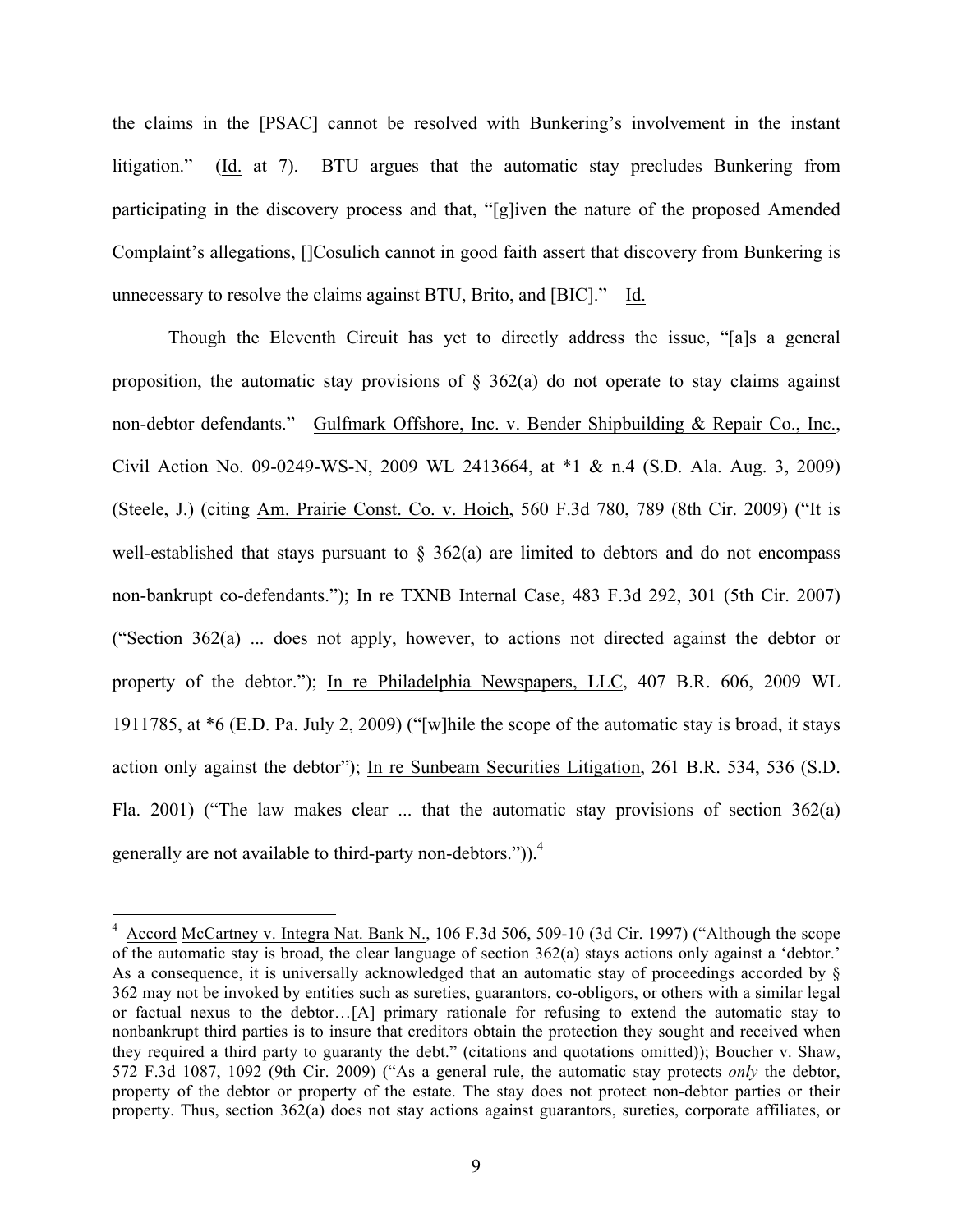the claims in the [PSAC] cannot be resolved with Bunkering's involvement in the instant litigation." (Id. at 7). BTU argues that the automatic stay precludes Bunkering from participating in the discovery process and that, "[g]iven the nature of the proposed Amended Complaint's allegations, []Cosulich cannot in good faith assert that discovery from Bunkering is unnecessary to resolve the claims against BTU, Brito, and [BIC]." Id.

Though the Eleventh Circuit has yet to directly address the issue, "[a]s a general proposition, the automatic stay provisions of § 362(a) do not operate to stay claims against non-debtor defendants." Gulfmark Offshore, Inc. v. Bender Shipbuilding & Repair Co., Inc., Civil Action No. 09-0249-WS-N, 2009 WL 2413664, at *1 & n.4 (S.D. Ala. Aug. 3, 2009) (Steele, J.) (citing Am. Prairie Const. Co. v. Hoich, 560 F.3d 780, 789 (8th Cir. 2009) ("It is well-established that stays pursuant to § 362(a) are limited to debtors and do not encompass non-bankrupt co-defendants."); In re TXNB Internal Case, 483 F.3d 292, 301 (5th Cir. 2007) ("Section 362(a) ... does not apply, however, to actions not directed against the debtor or property of the debtor."); In re Philadelphia Newspapers, LLC, 407 B.R. 606, 2009 WL 1911785, at *6 (E.D. Pa. July 2, 2009) ("[w]hile the scope of the automatic stay is broad, it stays action only against the debtor"); In re Sunbeam Securities Litigation, 261 B.R. 534, 536 (S.D. Fla. 2001) ("The law makes clear ... that the automatic stay provisions of section 362(a) generally are not available to third-party non-debtors.")).[4]

---

[4] Accord McCartney v. Integra Nat. Bank N., 106 F.3d 506, 509-10 (3d Cir. 1997) ("Although the scope of the automatic stay is broad, the clear language of section 362(a) stays actions only against a 'debtor.' As a consequence, it is universally acknowledged that an automatic stay of proceedings accorded by § 362 may not be invoked by entities such as sureties, guarantors, co-obligors, or others with a similar legal or factual nexus to the debtor…[A] primary rationale for refusing to extend the automatic stay to nonbankrupt third parties is to insure that creditors obtain the protection they sought and received when they required a third party to guaranty the debt." (citations and quotations omitted)); Boucher v. Shaw, 572 F.3d 1087, 1092 (9th Cir. 2009) ("As a general rule, the automatic stay protects *only* the debtor, property of the debtor or property of the estate. The stay does not protect non-debtor parties or their property. Thus, section 362(a) does not stay actions against guarantors, sureties, corporate affiliates, or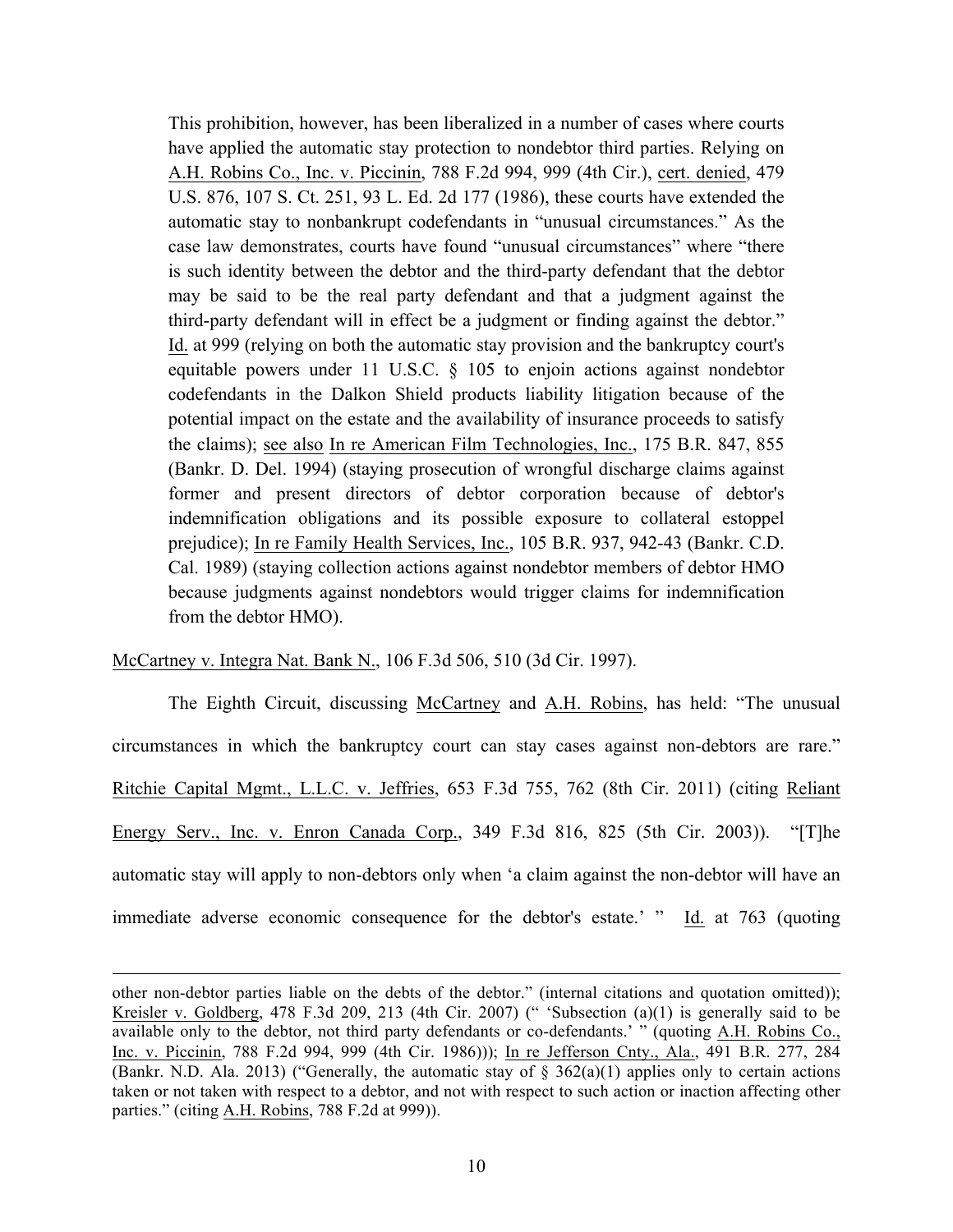> This prohibition, however, has been liberalized in a number of cases where courts have applied the automatic stay protection to nondebtor third parties. Relying on A.H. Robins Co., Inc. v. Piccinin, 788 F.2d 994, 999 (4th Cir.), cert. denied, 479 U.S. 876, 107 S. Ct. 251, 93 L. Ed. 2d 177 (1986), these courts have extended the automatic stay to nonbankrupt codefendants in "unusual circumstances." As the case law demonstrates, courts have found "unusual circumstances" where "there is such identity between the debtor and the third-party defendant that the debtor may be said to be the real party defendant and that a judgment against the third-party defendant will in effect be a judgment or finding against the debtor." Id. at 999 (relying on both the automatic stay provision and the bankruptcy court's equitable powers under 11 U.S.C. § 105 to enjoin actions against nondebtor codefendants in the Dalkon Shield products liability litigation because of the potential impact on the estate and the availability of insurance proceeds to satisfy the claims); see also In re American Film Technologies, Inc., 175 B.R. 847, 855 (Bankr. D. Del. 1994) (staying prosecution of wrongful discharge claims against former and present directors of debtor corporation because of debtor's indemnification obligations and its possible exposure to collateral estoppel prejudice); In re Family Health Services, Inc., 105 B.R. 937, 942-43 (Bankr. C.D. Cal. 1989) (staying collection actions against nondebtor members of debtor HMO because judgments against nondebtors would trigger claims for indemnification from the debtor HMO).

McCartney v. Integra Nat. Bank N., 106 F.3d 506, 510 (3d Cir. 1997).

The Eighth Circuit, discussing McCartney and A.H. Robins, has held: "The unusual circumstances in which the bankruptcy court can stay cases against non-debtors are rare." Ritchie Capital Mgmt., L.L.C. v. Jeffries, 653 F.3d 755, 762 (8th Cir. 2011) (citing Reliant Energy Serv., Inc. v. Enron Canada Corp., 349 F.3d 816, 825 (5th Cir. 2003)). "[T]he automatic stay will apply to non-debtors only when 'a claim against the non-debtor will have an immediate adverse economic consequence for the debtor's estate.' " Id. at 763 (quoting

---

other non-debtor parties liable on the debts of the debtor." (internal citations and quotation omitted)); Kreisler v. Goldberg, 478 F.3d 209, 213 (4th Cir. 2007) (" 'Subsection (a)(1) is generally said to be available only to the debtor, not third party defendants or co-defendants.' " (quoting A.H. Robins Co., Inc. v. Piccinin, 788 F.2d 994, 999 (4th Cir. 1986))); In re Jefferson Cnty., Ala., 491 B.R. 277, 284 (Bankr. N.D. Ala. 2013) ("Generally, the automatic stay of § 362(a)(1) applies only to certain actions taken or not taken with respect to a debtor, and not with respect to such action or inaction affecting other parties." (citing A.H. Robins, 788 F.2d at 999)).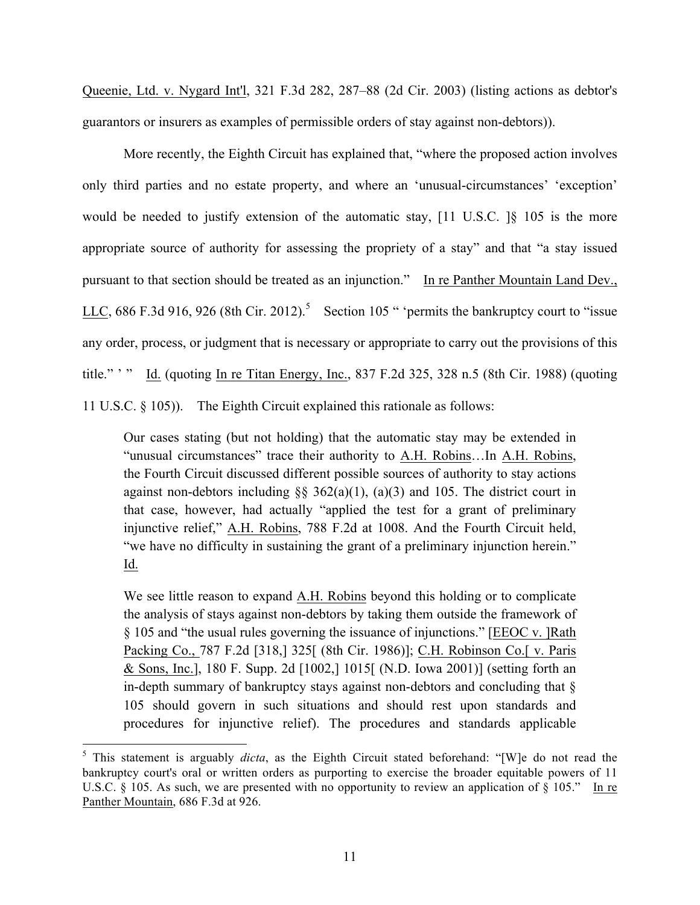Queenie, Ltd. v. Nygard Int'l, 321 F.3d 282, 287–88 (2d Cir. 2003) (listing actions as debtor's guarantors or insurers as examples of permissible orders of stay against non-debtors)).

More recently, the Eighth Circuit has explained that, "where the proposed action involves only third parties and no estate property, and where an 'unusual-circumstances' 'exception' would be needed to justify extension of the automatic stay, [11 U.S.C. ]§ 105 is the more appropriate source of authority for assessing the propriety of a stay" and that "a stay issued pursuant to that section should be treated as an injunction." In re Panther Mountain Land Dev., LLC, 686 F.3d 916, 926 (8th Cir. 2012).[5] Section 105 " 'permits the bankruptcy court to "issue any order, process, or judgment that is necessary or appropriate to carry out the provisions of this title." ' " Id. (quoting In re Titan Energy, Inc., 837 F.2d 325, 328 n.5 (8th Cir. 1988) (quoting 11 U.S.C. § 105)). The Eighth Circuit explained this rationale as follows:

> Our cases stating (but not holding) that the automatic stay may be extended in "unusual circumstances" trace their authority to A.H. Robins…In A.H. Robins, the Fourth Circuit discussed different possible sources of authority to stay actions against non-debtors including §§ 362(a)(1), (a)(3) and 105. The district court in that case, however, had actually "applied the test for a grant of preliminary injunctive relief," A.H. Robins, 788 F.2d at 1008. And the Fourth Circuit held, "we have no difficulty in sustaining the grant of a preliminary injunction herein." Id.
>
> We see little reason to expand A.H. Robins beyond this holding or to complicate the analysis of stays against non-debtors by taking them outside the framework of § 105 and "the usual rules governing the issuance of injunctions." [EEOC v. ]Rath Packing Co., 787 F.2d [318,] 325[ (8th Cir. 1986)]; C.H. Robinson Co.[ v. Paris & Sons, Inc.], 180 F. Supp. 2d [1002,] 1015[ (N.D. Iowa 2001)] (setting forth an in-depth summary of bankruptcy stays against non-debtors and concluding that § 105 should govern in such situations and should rest upon standards and procedures for injunctive relief). The procedures and standards applicable

---

[5] This statement is arguably *dicta*, as the Eighth Circuit stated beforehand: "[W]e do not read the bankruptcy court's oral or written orders as purporting to exercise the broader equitable powers of 11 U.S.C. § 105. As such, we are presented with no opportunity to review an application of § 105." In re Panther Mountain, 686 F.3d at 926.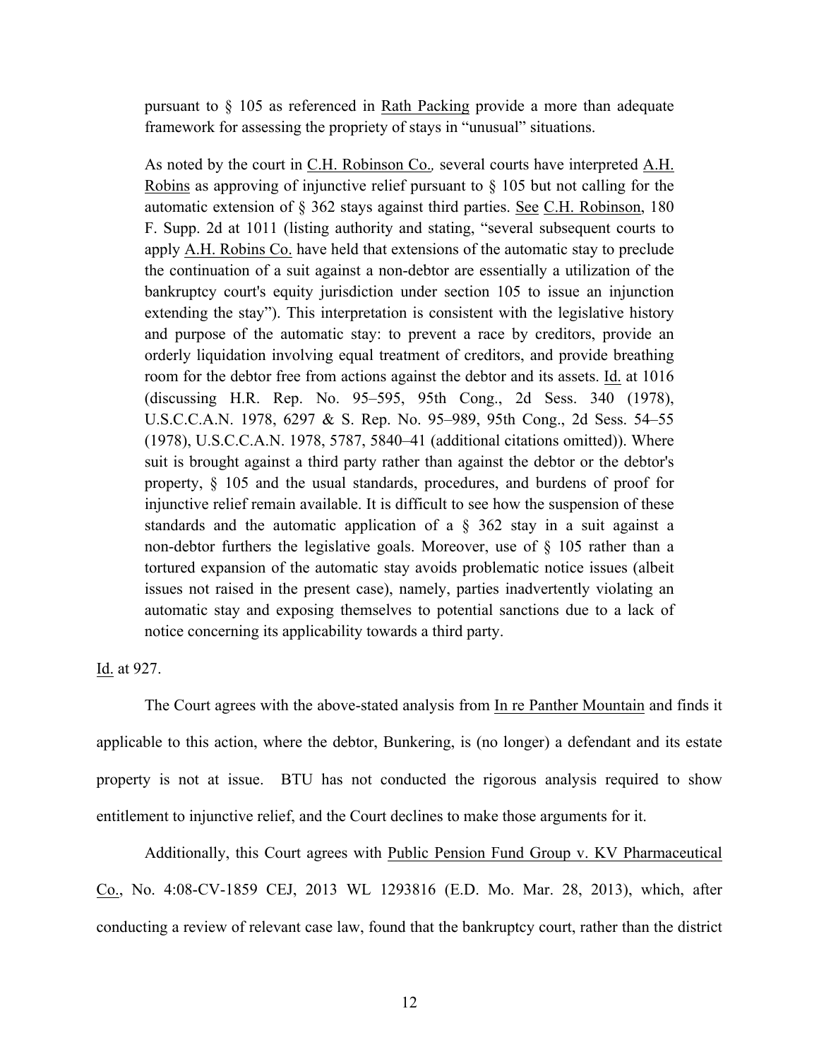> pursuant to § 105 as referenced in Rath Packing provide a more than adequate framework for assessing the propriety of stays in "unusual" situations.
>
> As noted by the court in C.H. Robinson Co., several courts have interpreted A.H. Robins as approving of injunctive relief pursuant to § 105 but not calling for the automatic extension of § 362 stays against third parties. See C.H. Robinson, 180 F. Supp. 2d at 1011 (listing authority and stating, "several subsequent courts to apply A.H. Robins Co. have held that extensions of the automatic stay to preclude the continuation of a suit against a non-debtor are essentially a utilization of the bankruptcy court's equity jurisdiction under section 105 to issue an injunction extending the stay"). This interpretation is consistent with the legislative history and purpose of the automatic stay: to prevent a race by creditors, provide an orderly liquidation involving equal treatment of creditors, and provide breathing room for the debtor free from actions against the debtor and its assets. Id. at 1016 (discussing H.R. Rep. No. 95–595, 95th Cong., 2d Sess. 340 (1978), U.S.C.C.A.N. 1978, 6297 & S. Rep. No. 95–989, 95th Cong., 2d Sess. 54–55 (1978), U.S.C.C.A.N. 1978, 5787, 5840–41 (additional citations omitted)). Where suit is brought against a third party rather than against the debtor or the debtor's property, § 105 and the usual standards, procedures, and burdens of proof for injunctive relief remain available. It is difficult to see how the suspension of these standards and the automatic application of a § 362 stay in a suit against a non-debtor furthers the legislative goals. Moreover, use of § 105 rather than a tortured expansion of the automatic stay avoids problematic notice issues (albeit issues not raised in the present case), namely, parties inadvertently violating an automatic stay and exposing themselves to potential sanctions due to a lack of notice concerning its applicability towards a third party.

Id. at 927.

The Court agrees with the above-stated analysis from In re Panther Mountain and finds it applicable to this action, where the debtor, Bunkering, is (no longer) a defendant and its estate property is not at issue. BTU has not conducted the rigorous analysis required to show entitlement to injunctive relief, and the Court declines to make those arguments for it.

Additionally, this Court agrees with Public Pension Fund Group v. KV Pharmaceutical Co., No. 4:08-CV-1859 CEJ, 2013 WL 1293816 (E.D. Mo. Mar. 28, 2013), which, after conducting a review of relevant case law, found that the bankruptcy court, rather than the district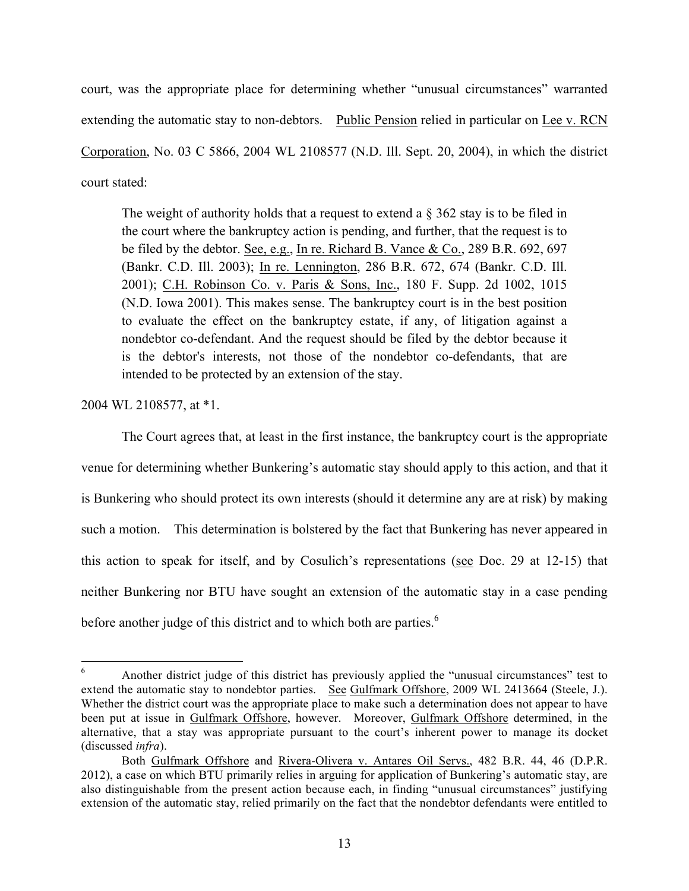court, was the appropriate place for determining whether "unusual circumstances" warranted extending the automatic stay to non-debtors. Public Pension relied in particular on Lee v. RCN Corporation, No. 03 C 5866, 2004 WL 2108577 (N.D. Ill. Sept. 20, 2004), in which the district court stated:

> The weight of authority holds that a request to extend a § 362 stay is to be filed in the court where the bankruptcy action is pending, and further, that the request is to be filed by the debtor. See, e.g., In re. Richard B. Vance & Co., 289 B.R. 692, 697 (Bankr. C.D. Ill. 2003); In re. Lennington, 286 B.R. 672, 674 (Bankr. C.D. Ill. 2001); C.H. Robinson Co. v. Paris & Sons, Inc., 180 F. Supp. 2d 1002, 1015 (N.D. Iowa 2001). This makes sense. The bankruptcy court is in the best position to evaluate the effect on the bankruptcy estate, if any, of litigation against a nondebtor co-defendant. And the request should be filed by the debtor because it is the debtor's interests, not those of the nondebtor co-defendants, that are intended to be protected by an extension of the stay.

2004 WL 2108577, at *1.

The Court agrees that, at least in the first instance, the bankruptcy court is the appropriate venue for determining whether Bunkering's automatic stay should apply to this action, and that it is Bunkering who should protect its own interests (should it determine any are at risk) by making such a motion. This determination is bolstered by the fact that Bunkering has never appeared in this action to speak for itself, and by Cosulich's representations (see Doc. 29 at 12-15) that neither Bunkering nor BTU have sought an extension of the automatic stay in a case pending before another judge of this district and to which both are parties.[6]

---

[6] Another district judge of this district has previously applied the "unusual circumstances" test to extend the automatic stay to nondebtor parties. See Gulfmark Offshore, 2009 WL 2413664 (Steele, J.). Whether the district court was the appropriate place to make such a determination does not appear to have been put at issue in Gulfmark Offshore, however. Moreover, Gulfmark Offshore determined, in the alternative, that a stay was appropriate pursuant to the court's inherent power to manage its docket (discussed *infra*).

Both Gulfmark Offshore and Rivera-Olivera v. Antares Oil Servs., 482 B.R. 44, 46 (D.P.R. 2012), a case on which BTU primarily relies in arguing for application of Bunkering's automatic stay, are also distinguishable from the present action because each, in finding "unusual circumstances" justifying extension of the automatic stay, relied primarily on the fact that the nondebtor defendants were entitled to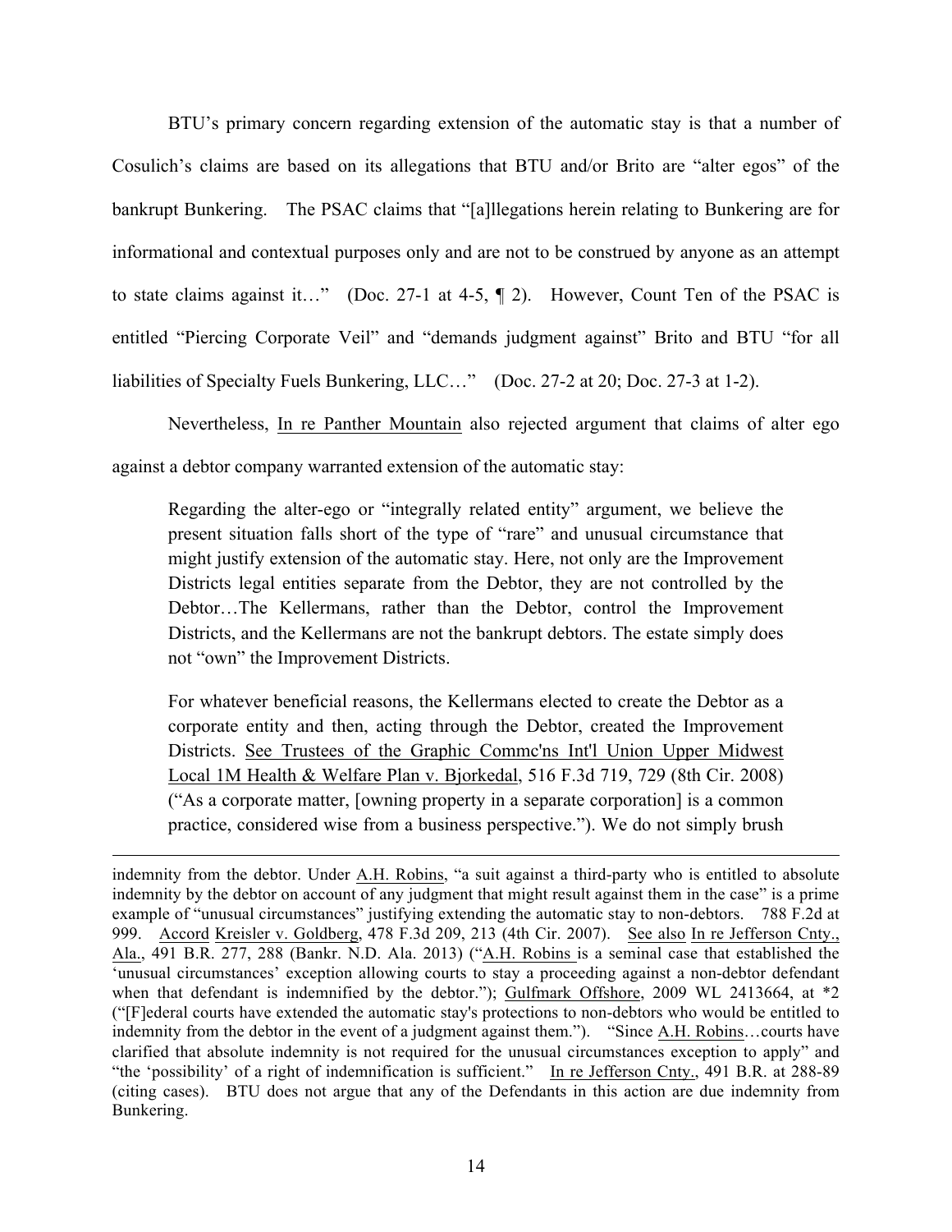BTU's primary concern regarding extension of the automatic stay is that a number of Cosulich's claims are based on its allegations that BTU and/or Brito are "alter egos" of the bankrupt Bunkering. The PSAC claims that "[a]llegations herein relating to Bunkering are for informational and contextual purposes only and are not to be construed by anyone as an attempt to state claims against it…" (Doc. 27-1 at 4-5, ¶ 2). However, Count Ten of the PSAC is entitled "Piercing Corporate Veil" and "demands judgment against" Brito and BTU "for all liabilities of Specialty Fuels Bunkering, LLC…" (Doc. 27-2 at 20; Doc. 27-3 at 1-2).

Nevertheless, In re Panther Mountain also rejected argument that claims of alter ego against a debtor company warranted extension of the automatic stay:

> Regarding the alter-ego or "integrally related entity" argument, we believe the present situation falls short of the type of "rare" and unusual circumstance that might justify extension of the automatic stay. Here, not only are the Improvement Districts legal entities separate from the Debtor, they are not controlled by the Debtor…The Kellermans, rather than the Debtor, control the Improvement Districts, and the Kellermans are not the bankrupt debtors. The estate simply does not "own" the Improvement Districts.
>
> For whatever beneficial reasons, the Kellermans elected to create the Debtor as a corporate entity and then, acting through the Debtor, created the Improvement Districts. See Trustees of the Graphic Commc'ns Int'l Union Upper Midwest Local 1M Health & Welfare Plan v. Bjorkedal, 516 F.3d 719, 729 (8th Cir. 2008) ("As a corporate matter, [owning property in a separate corporation] is a common practice, considered wise from a business perspective."). We do not simply brush

---

indemnity from the debtor. Under A.H. Robins, "a suit against a third-party who is entitled to absolute indemnity by the debtor on account of any judgment that might result against them in the case" is a prime example of "unusual circumstances" justifying extending the automatic stay to non-debtors. 788 F.2d at 999. Accord Kreisler v. Goldberg, 478 F.3d 209, 213 (4th Cir. 2007). See also In re Jefferson Cnty., Ala., 491 B.R. 277, 288 (Bankr. N.D. Ala. 2013) ("A.H. Robins is a seminal case that established the 'unusual circumstances' exception allowing courts to stay a proceeding against a non-debtor defendant when that defendant is indemnified by the debtor."); Gulfmark Offshore, 2009 WL 2413664, at *2 ("[F]ederal courts have extended the automatic stay's protections to non-debtors who would be entitled to indemnity from the debtor in the event of a judgment against them."). "Since A.H. Robins…courts have clarified that absolute indemnity is not required for the unusual circumstances exception to apply" and "the 'possibility' of a right of indemnification is sufficient." In re Jefferson Cnty., 491 B.R. at 288-89 (citing cases). BTU does not argue that any of the Defendants in this action are due indemnity from Bunkering.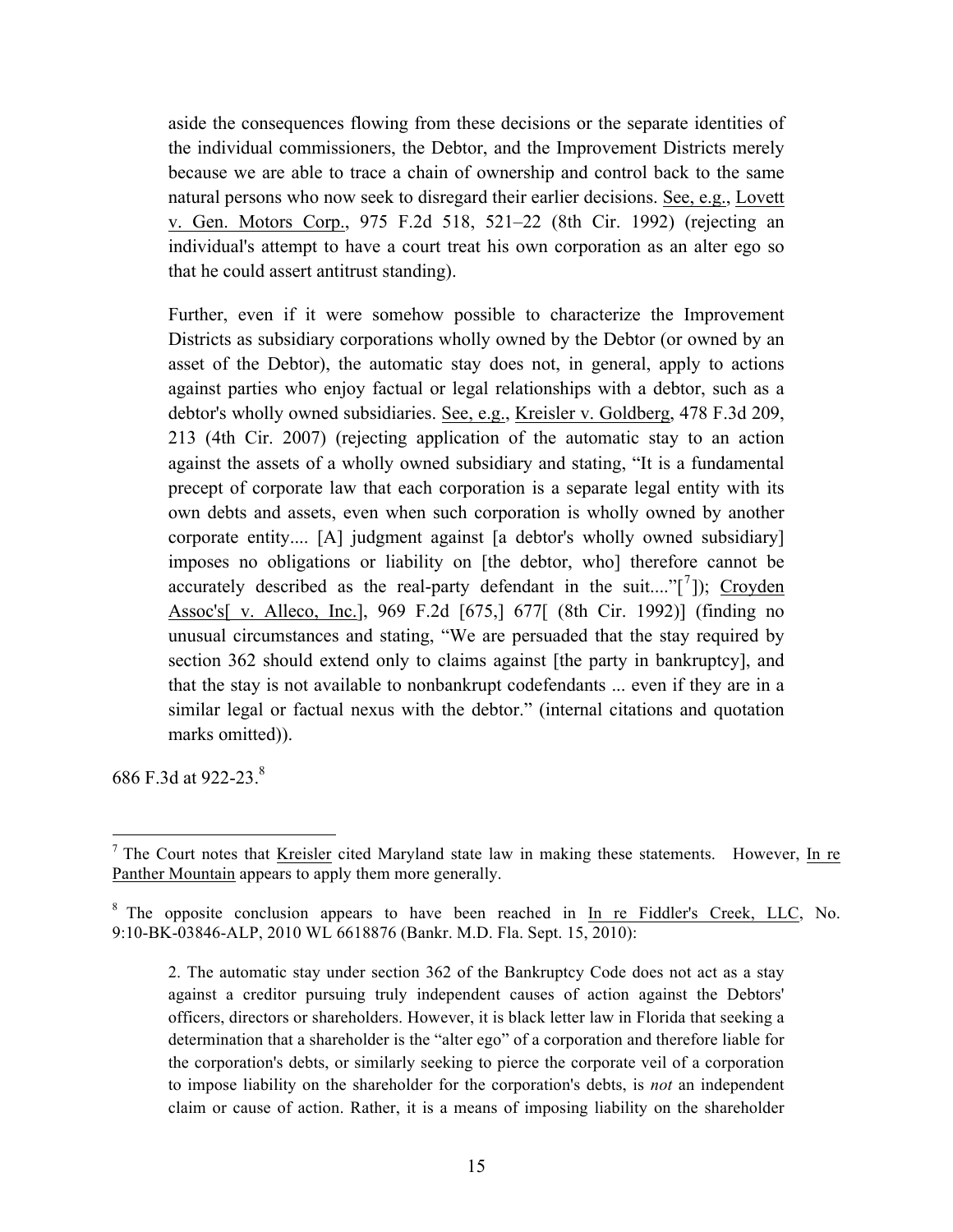aside the consequences flowing from these decisions or the separate identities of the individual commissioners, the Debtor, and the Improvement Districts merely because we are able to trace a chain of ownership and control back to the same natural persons who now seek to disregard their earlier decisions. See, e.g., Lovett v. Gen. Motors Corp., 975 F.2d 518, 521–22 (8th Cir. 1992) (rejecting an individual's attempt to have a court treat his own corporation as an alter ego so that he could assert antitrust standing).

> Further, even if it were somehow possible to characterize the Improvement Districts as subsidiary corporations wholly owned by the Debtor (or owned by an asset of the Debtor), the automatic stay does not, in general, apply to actions against parties who enjoy factual or legal relationships with a debtor, such as a debtor's wholly owned subsidiaries. See, e.g., Kreisler v. Goldberg, 478 F.3d 209, 213 (4th Cir. 2007) (rejecting application of the automatic stay to an action against the assets of a wholly owned subsidiary and stating, "It is a fundamental precept of corporate law that each corporation is a separate legal entity with its own debts and assets, even when such corporation is wholly owned by another corporate entity.... [A] judgment against [a debtor's wholly owned subsidiary] imposes no obligations or liability on [the debtor, who] therefore cannot be accurately described as the real-party defendant in the suit...."[[7]]); Croyden Assoc's[ v. Alleco, Inc.], 969 F.2d [675,] 677[ (8th Cir. 1992)] (finding no unusual circumstances and stating, "We are persuaded that the stay required by section 362 should extend only to claims against [the party in bankruptcy], and that the stay is not available to nonbankrupt codefendants ... even if they are in a similar legal or factual nexus with the debtor." (internal citations and quotation marks omitted)).

686 F.3d at 922-23.[8]

---

[7] The Court notes that Kreisler cited Maryland state law in making these statements. However, In re Panther Mountain appears to apply them more generally.

[8] The opposite conclusion appears to have been reached in In re Fiddler's Creek, LLC, No. 9:10-BK-03846-ALP, 2010 WL 6618876 (Bankr. M.D. Fla. Sept. 15, 2010):

> 2. The automatic stay under section 362 of the Bankruptcy Code does not act as a stay against a creditor pursuing truly independent causes of action against the Debtors' officers, directors or shareholders. However, it is black letter law in Florida that seeking a determination that a shareholder is the "alter ego" of a corporation and therefore liable for the corporation's debts, or similarly seeking to pierce the corporate veil of a corporation to impose liability on the shareholder for the corporation's debts, is *not* an independent claim or cause of action. Rather, it is a means of imposing liability on the shareholder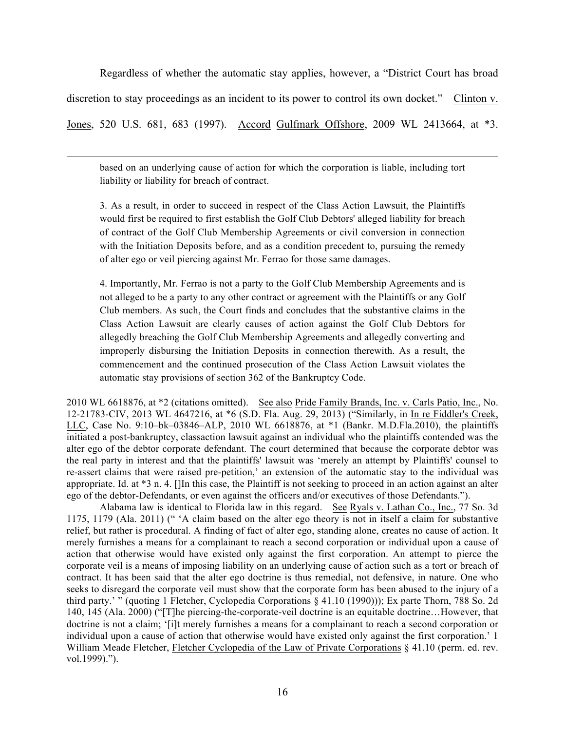Regardless of whether the automatic stay applies, however, a "District Court has broad discretion to stay proceedings as an incident to its power to control its own docket." Clinton v. Jones, 520 U.S. 681, 683 (1997). Accord Gulfmark Offshore, 2009 WL 2413664, at *3.

---

> based on an underlying cause of action for which the corporation is liable, including tort liability or liability for breach of contract.
>
> 3. As a result, in order to succeed in respect of the Class Action Lawsuit, the Plaintiffs would first be required to first establish the Golf Club Debtors' alleged liability for breach of contract of the Golf Club Membership Agreements or civil conversion in connection with the Initiation Deposits before, and as a condition precedent to, pursuing the remedy of alter ego or veil piercing against Mr. Ferrao for those same damages.
>
> 4. Importantly, Mr. Ferrao is not a party to the Golf Club Membership Agreements and is not alleged to be a party to any other contract or agreement with the Plaintiffs or any Golf Club members. As such, the Court finds and concludes that the substantive claims in the Class Action Lawsuit are clearly causes of action against the Golf Club Debtors for allegedly breaching the Golf Club Membership Agreements and allegedly converting and improperly disbursing the Initiation Deposits in connection therewith. As a result, the commencement and the continued prosecution of the Class Action Lawsuit violates the automatic stay provisions of section 362 of the Bankruptcy Code.

2010 WL 6618876, at *2 (citations omitted). See also Pride Family Brands, Inc. v. Carls Patio, Inc., No. 12-21783-CIV, 2013 WL 4647216, at *6 (S.D. Fla. Aug. 29, 2013) ("Similarly, in In re Fiddler's Creek, LLC, Case No. 9:10–bk–03846–ALP, 2010 WL 6618876, at *1 (Bankr. M.D.Fla.2010), the plaintiffs initiated a post-bankruptcy, classaction lawsuit against an individual who the plaintiffs contended was the alter ego of the debtor corporate defendant. The court determined that because the corporate debtor was the real party in interest and that the plaintiffs' lawsuit was 'merely an attempt by Plaintiffs' counsel to re-assert claims that were raised pre-petition,' an extension of the automatic stay to the individual was appropriate. Id. at *3 n. 4. []In this case, the Plaintiff is not seeking to proceed in an action against an alter ego of the debtor-Defendants, or even against the officers and/or executives of those Defendants.").

Alabama law is identical to Florida law in this regard. See Ryals v. Lathan Co., Inc., 77 So. 3d 1175, 1179 (Ala. 2011) (" 'A claim based on the alter ego theory is not in itself a claim for substantive relief, but rather is procedural. A finding of fact of alter ego, standing alone, creates no cause of action. It merely furnishes a means for a complainant to reach a second corporation or individual upon a cause of action that otherwise would have existed only against the first corporation. An attempt to pierce the corporate veil is a means of imposing liability on an underlying cause of action such as a tort or breach of contract. It has been said that the alter ego doctrine is thus remedial, not defensive, in nature. One who seeks to disregard the corporate veil must show that the corporate form has been abused to the injury of a third party.' " (quoting 1 Fletcher, Cyclopedia Corporations § 41.10 (1990))); Ex parte Thorn, 788 So. 2d 140, 145 (Ala. 2000) ("[T]he piercing-the-corporate-veil doctrine is an equitable doctrine…However, that doctrine is not a claim; '[i]t merely furnishes a means for a complainant to reach a second corporation or individual upon a cause of action that otherwise would have existed only against the first corporation.' 1 William Meade Fletcher, Fletcher Cyclopedia of the Law of Private Corporations § 41.10 (perm. ed. rev. vol.1999).").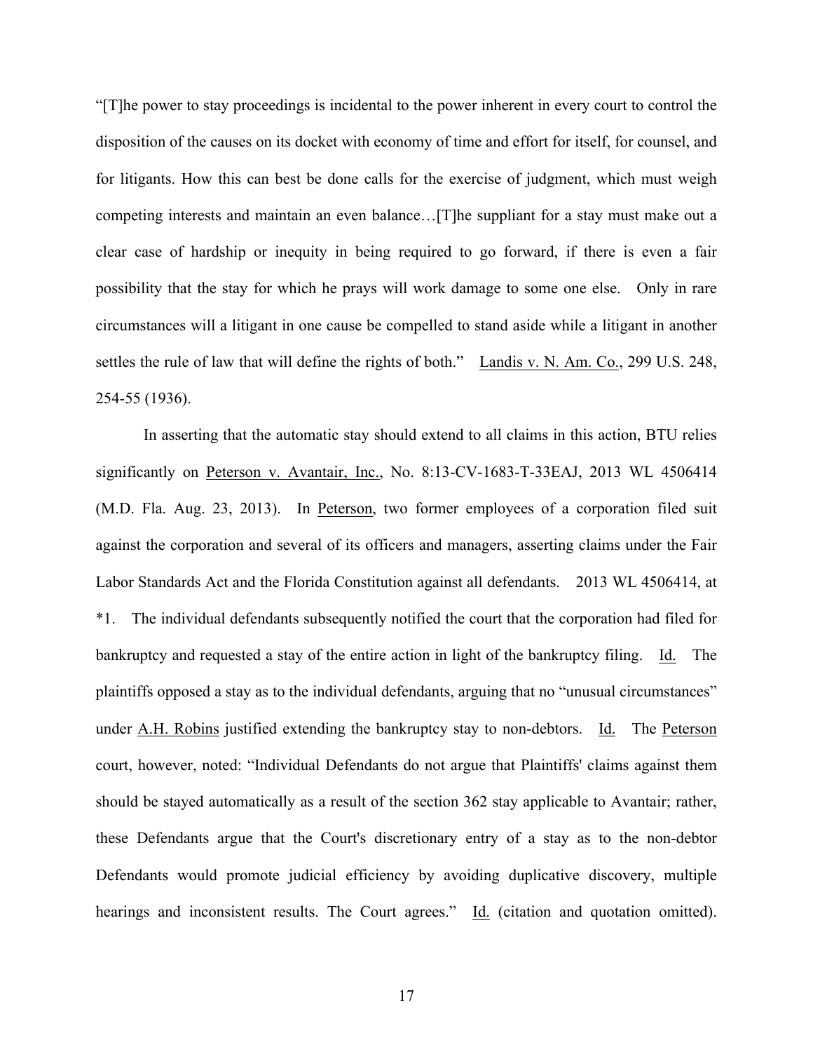"[T]he power to stay proceedings is incidental to the power inherent in every court to control the disposition of the causes on its docket with economy of time and effort for itself, for counsel, and for litigants. How this can best be done calls for the exercise of judgment, which must weigh competing interests and maintain an even balance…[T]he suppliant for a stay must make out a clear case of hardship or inequity in being required to go forward, if there is even a fair possibility that the stay for which he prays will work damage to some one else. Only in rare circumstances will a litigant in one cause be compelled to stand aside while a litigant in another settles the rule of law that will define the rights of both." Landis v. N. Am. Co., 299 U.S. 248, 254-55 (1936).

In asserting that the automatic stay should extend to all claims in this action, BTU relies significantly on Peterson v. Avantair, Inc., No. 8:13-CV-1683-T-33EAJ, 2013 WL 4506414 (M.D. Fla. Aug. 23, 2013). In Peterson, two former employees of a corporation filed suit against the corporation and several of its officers and managers, asserting claims under the Fair Labor Standards Act and the Florida Constitution against all defendants. 2013 WL 4506414, at *1. The individual defendants subsequently notified the court that the corporation had filed for bankruptcy and requested a stay of the entire action in light of the bankruptcy filing. Id. The plaintiffs opposed a stay as to the individual defendants, arguing that no "unusual circumstances" under A.H. Robins justified extending the bankruptcy stay to non-debtors. Id. The Peterson court, however, noted: "Individual Defendants do not argue that Plaintiffs' claims against them should be stayed automatically as a result of the section 362 stay applicable to Avantair; rather, these Defendants argue that the Court's discretionary entry of a stay as to the non-debtor Defendants would promote judicial efficiency by avoiding duplicative discovery, multiple hearings and inconsistent results. The Court agrees." Id. (citation and quotation omitted).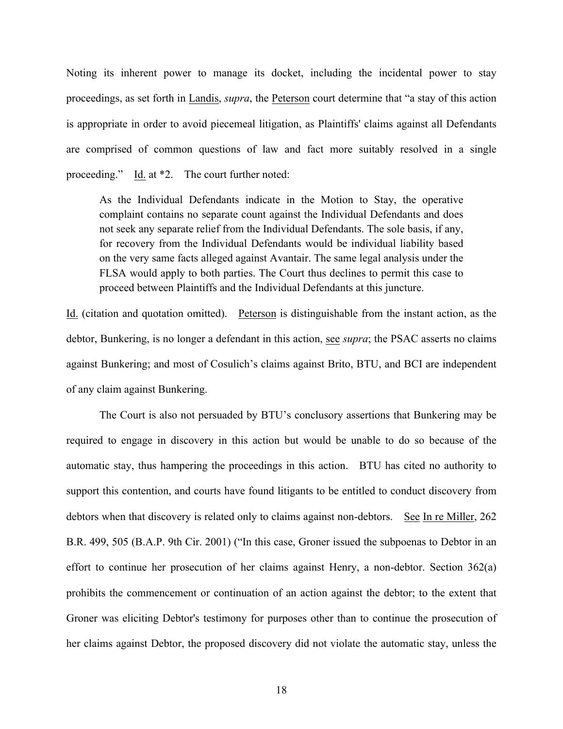Noting its inherent power to manage its docket, including the incidental power to stay proceedings, as set forth in Landis, *supra*, the Peterson court determine that "a stay of this action is appropriate in order to avoid piecemeal litigation, as Plaintiffs' claims against all Defendants are comprised of common questions of law and fact more suitably resolved in a single proceeding." Id. at *2. The court further noted:

> As the Individual Defendants indicate in the Motion to Stay, the operative complaint contains no separate count against the Individual Defendants and does not seek any separate relief from the Individual Defendants. The sole basis, if any, for recovery from the Individual Defendants would be individual liability based on the very same facts alleged against Avantair. The same legal analysis under the FLSA would apply to both parties. The Court thus declines to permit this case to proceed between Plaintiffs and the Individual Defendants at this juncture.

Id. (citation and quotation omitted). Peterson is distinguishable from the instant action, as the debtor, Bunkering, is no longer a defendant in this action, see *supra*; the PSAC asserts no claims against Bunkering; and most of Cosulich's claims against Brito, BTU, and BCI are independent of any claim against Bunkering.

The Court is also not persuaded by BTU's conclusory assertions that Bunkering may be required to engage in discovery in this action but would be unable to do so because of the automatic stay, thus hampering the proceedings in this action. BTU has cited no authority to support this contention, and courts have found litigants to be entitled to conduct discovery from debtors when that discovery is related only to claims against non-debtors. See In re Miller, 262 B.R. 499, 505 (B.A.P. 9th Cir. 2001) ("In this case, Groner issued the subpoenas to Debtor in an effort to continue her prosecution of her claims against Henry, a non-debtor. Section 362(a) prohibits the commencement or continuation of an action against the debtor; to the extent that Groner was eliciting Debtor's testimony for purposes other than to continue the prosecution of her claims against Debtor, the proposed discovery did not violate the automatic stay, unless the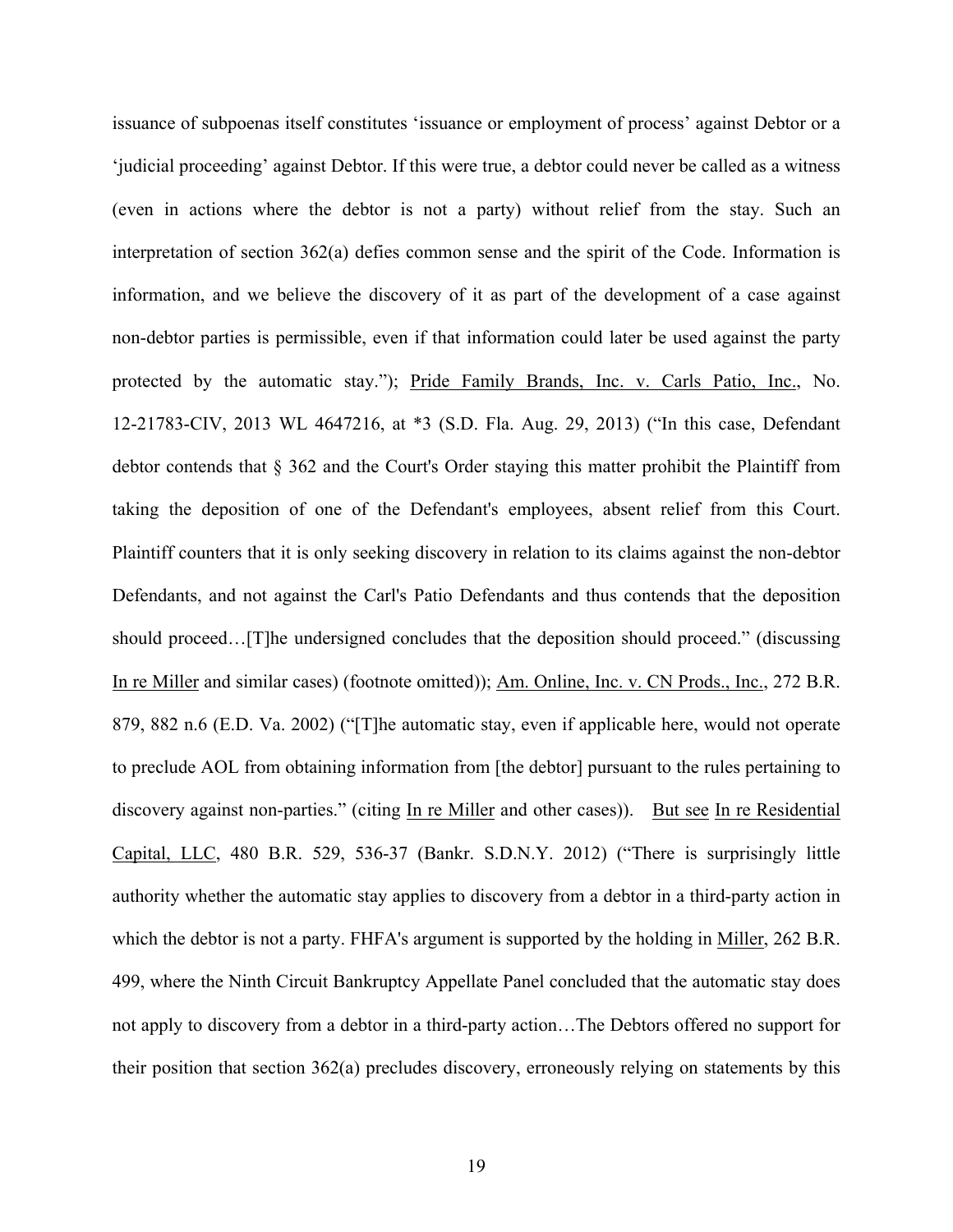issuance of subpoenas itself constitutes 'issuance or employment of process' against Debtor or a 'judicial proceeding' against Debtor. If this were true, a debtor could never be called as a witness (even in actions where the debtor is not a party) without relief from the stay. Such an interpretation of section 362(a) defies common sense and the spirit of the Code. Information is information, and we believe the discovery of it as part of the development of a case against non-debtor parties is permissible, even if that information could later be used against the party protected by the automatic stay."); Pride Family Brands, Inc. v. Carls Patio, Inc., No. 12-21783-CIV, 2013 WL 4647216, at *3 (S.D. Fla. Aug. 29, 2013) ("In this case, Defendant debtor contends that § 362 and the Court's Order staying this matter prohibit the Plaintiff from taking the deposition of one of the Defendant's employees, absent relief from this Court. Plaintiff counters that it is only seeking discovery in relation to its claims against the non-debtor Defendants, and not against the Carl's Patio Defendants and thus contends that the deposition should proceed…[T]he undersigned concludes that the deposition should proceed." (discussing In re Miller and similar cases) (footnote omitted)); Am. Online, Inc. v. CN Prods., Inc., 272 B.R. 879, 882 n.6 (E.D. Va. 2002) ("[T]he automatic stay, even if applicable here, would not operate to preclude AOL from obtaining information from [the debtor] pursuant to the rules pertaining to discovery against non-parties." (citing In re Miller and other cases)). But see In re Residential Capital, LLC, 480 B.R. 529, 536-37 (Bankr. S.D.N.Y. 2012) ("There is surprisingly little authority whether the automatic stay applies to discovery from a debtor in a third-party action in which the debtor is not a party. FHFA's argument is supported by the holding in Miller, 262 B.R. 499, where the Ninth Circuit Bankruptcy Appellate Panel concluded that the automatic stay does not apply to discovery from a debtor in a third-party action…The Debtors offered no support for their position that section 362(a) precludes discovery, erroneously relying on statements by this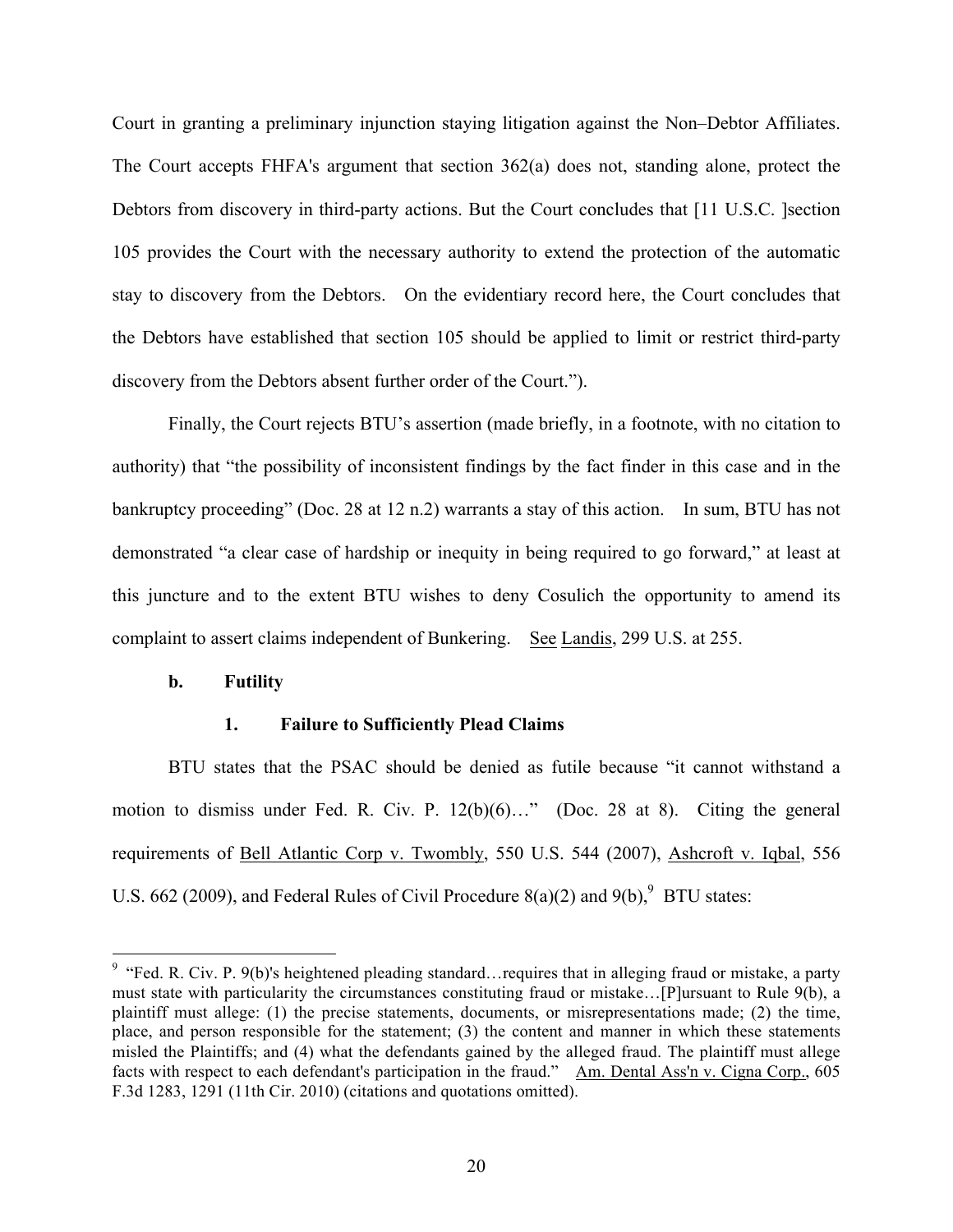Court in granting a preliminary injunction staying litigation against the Non–Debtor Affiliates. The Court accepts FHFA's argument that section 362(a) does not, standing alone, protect the Debtors from discovery in third-party actions. But the Court concludes that [11 U.S.C. ]section 105 provides the Court with the necessary authority to extend the protection of the automatic stay to discovery from the Debtors. On the evidentiary record here, the Court concludes that the Debtors have established that section 105 should be applied to limit or restrict third-party discovery from the Debtors absent further order of the Court.").

Finally, the Court rejects BTU's assertion (made briefly, in a footnote, with no citation to authority) that "the possibility of inconsistent findings by the fact finder in this case and in the bankruptcy proceeding" (Doc. 28 at 12 n.2) warrants a stay of this action. In sum, BTU has not demonstrated "a clear case of hardship or inequity in being required to go forward," at least at this juncture and to the extent BTU wishes to deny Cosulich the opportunity to amend its complaint to assert claims independent of Bunkering. See Landis, 299 U.S. at 255.

**b. Futility**

**1. Failure to Sufficiently Plead Claims**

BTU states that the PSAC should be denied as futile because "it cannot withstand a motion to dismiss under Fed. R. Civ. P. 12(b)(6)…" (Doc. 28 at 8). Citing the general requirements of Bell Atlantic Corp v. Twombly, 550 U.S. 544 (2007), Ashcroft v. Iqbal, 556 U.S. 662 (2009), and Federal Rules of Civil Procedure 8(a)(2) and 9(b),[9] BTU states:

---

[9] "Fed. R. Civ. P. 9(b)'s heightened pleading standard…requires that in alleging fraud or mistake, a party must state with particularity the circumstances constituting fraud or mistake…[P]ursuant to Rule 9(b), a plaintiff must allege: (1) the precise statements, documents, or misrepresentations made; (2) the time, place, and person responsible for the statement; (3) the content and manner in which these statements misled the Plaintiffs; and (4) what the defendants gained by the alleged fraud. The plaintiff must allege facts with respect to each defendant's participation in the fraud." Am. Dental Ass'n v. Cigna Corp., 605 F.3d 1283, 1291 (11th Cir. 2010) (citations and quotations omitted).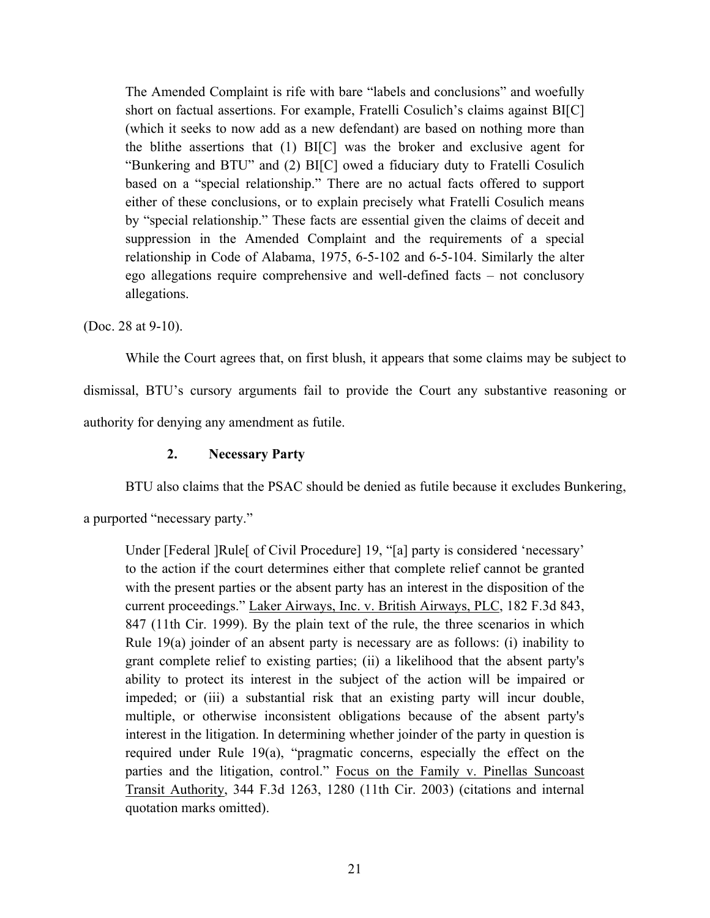> The Amended Complaint is rife with bare "labels and conclusions" and woefully short on factual assertions. For example, Fratelli Cosulich's claims against BI[C] (which it seeks to now add as a new defendant) are based on nothing more than the blithe assertions that (1) BI[C] was the broker and exclusive agent for "Bunkering and BTU" and (2) BI[C] owed a fiduciary duty to Fratelli Cosulich based on a "special relationship." There are no actual facts offered to support either of these conclusions, or to explain precisely what Fratelli Cosulich means by "special relationship." These facts are essential given the claims of deceit and suppression in the Amended Complaint and the requirements of a special relationship in Code of Alabama, 1975, 6-5-102 and 6-5-104. Similarly the alter ego allegations require comprehensive and well-defined facts – not conclusory allegations.

(Doc. 28 at 9-10).

While the Court agrees that, on first blush, it appears that some claims may be subject to dismissal, BTU's cursory arguments fail to provide the Court any substantive reasoning or authority for denying any amendment as futile.

### 2. Necessary Party

BTU also claims that the PSAC should be denied as futile because it excludes Bunkering, a purported "necessary party."

> Under [Federal ]Rule[ of Civil Procedure] 19, "[a] party is considered 'necessary' to the action if the court determines either that complete relief cannot be granted with the present parties or the absent party has an interest in the disposition of the current proceedings." Laker Airways, Inc. v. British Airways, PLC, 182 F.3d 843, 847 (11th Cir. 1999). By the plain text of the rule, the three scenarios in which Rule 19(a) joinder of an absent party is necessary are as follows: (i) inability to grant complete relief to existing parties; (ii) a likelihood that the absent party's ability to protect its interest in the subject of the action will be impaired or impeded; or (iii) a substantial risk that an existing party will incur double, multiple, or otherwise inconsistent obligations because of the absent party's interest in the litigation. In determining whether joinder of the party in question is required under Rule 19(a), "pragmatic concerns, especially the effect on the parties and the litigation, control." Focus on the Family v. Pinellas Suncoast Transit Authority, 344 F.3d 1263, 1280 (11th Cir. 2003) (citations and internal quotation marks omitted).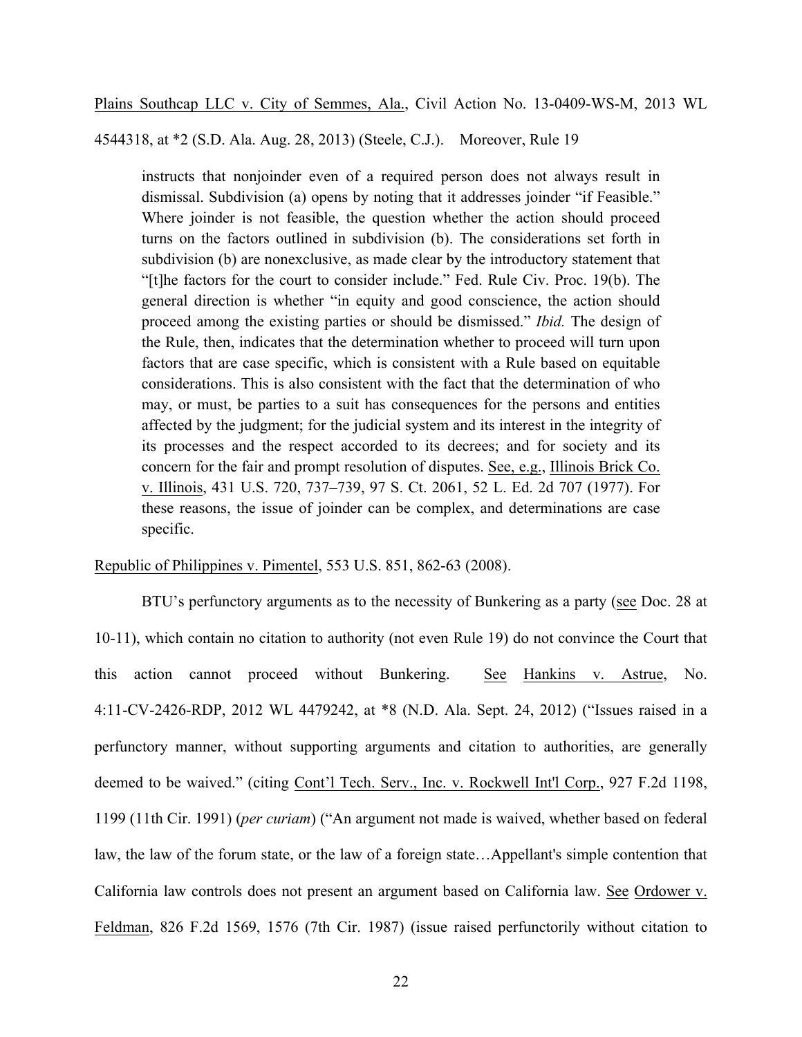Plains Southcap LLC v. City of Semmes, Ala., Civil Action No. 13-0409-WS-M, 2013 WL 4544318, at *2 (S.D. Ala. Aug. 28, 2013) (Steele, C.J.). Moreover, Rule 19

> instructs that nonjoinder even of a required person does not always result in dismissal. Subdivision (a) opens by noting that it addresses joinder "if Feasible." Where joinder is not feasible, the question whether the action should proceed turns on the factors outlined in subdivision (b). The considerations set forth in subdivision (b) are nonexclusive, as made clear by the introductory statement that "[t]he factors for the court to consider include." Fed. Rule Civ. Proc. 19(b). The general direction is whether "in equity and good conscience, the action should proceed among the existing parties or should be dismissed." *Ibid.* The design of the Rule, then, indicates that the determination whether to proceed will turn upon factors that are case specific, which is consistent with a Rule based on equitable considerations. This is also consistent with the fact that the determination of who may, or must, be parties to a suit has consequences for the persons and entities affected by the judgment; for the judicial system and its interest in the integrity of its processes and the respect accorded to its decrees; and for society and its concern for the fair and prompt resolution of disputes. See, e.g., Illinois Brick Co. v. Illinois, 431 U.S. 720, 737–739, 97 S. Ct. 2061, 52 L. Ed. 2d 707 (1977). For these reasons, the issue of joinder can be complex, and determinations are case specific.

Republic of Philippines v. Pimentel, 553 U.S. 851, 862-63 (2008).

BTU's perfunctory arguments as to the necessity of Bunkering as a party (see Doc. 28 at 10-11), which contain no citation to authority (not even Rule 19) do not convince the Court that this action cannot proceed without Bunkering. See Hankins v. Astrue, No. 4:11-CV-2426-RDP, 2012 WL 4479242, at *8 (N.D. Ala. Sept. 24, 2012) ("Issues raised in a perfunctory manner, without supporting arguments and citation to authorities, are generally deemed to be waived." (citing Cont'l Tech. Serv., Inc. v. Rockwell Int'l Corp., 927 F.2d 1198, 1199 (11th Cir. 1991) (*per curiam*) ("An argument not made is waived, whether based on federal law, the law of the forum state, or the law of a foreign state…Appellant's simple contention that California law controls does not present an argument based on California law. See Ordower v. Feldman, 826 F.2d 1569, 1576 (7th Cir. 1987) (issue raised perfunctorily without citation to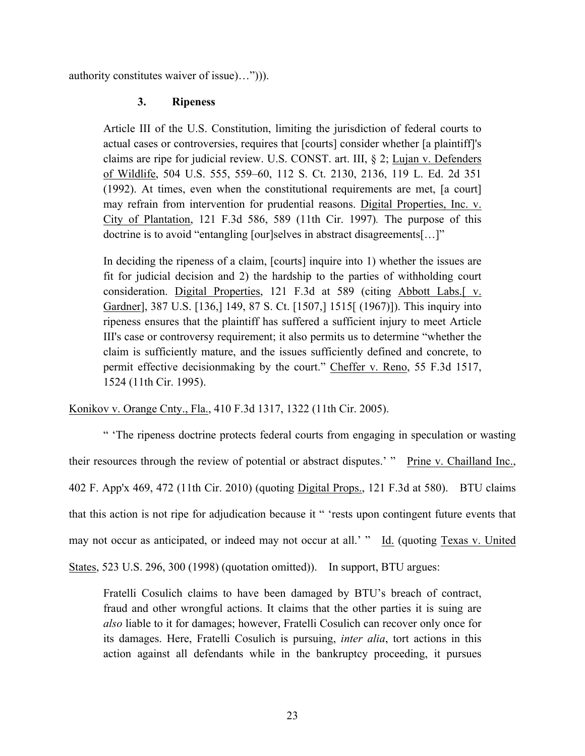authority constitutes waiver of issue)…"))).

### 3. Ripeness

> Article III of the U.S. Constitution, limiting the jurisdiction of federal courts to actual cases or controversies, requires that [courts] consider whether [a plaintiff]'s claims are ripe for judicial review. U.S. CONST. art. III, § 2; Lujan v. Defenders of Wildlife, 504 U.S. 555, 559–60, 112 S. Ct. 2130, 2136, 119 L. Ed. 2d 351 (1992). At times, even when the constitutional requirements are met, [a court] may refrain from intervention for prudential reasons. Digital Properties, Inc. v. City of Plantation, 121 F.3d 586, 589 (11th Cir. 1997). The purpose of this doctrine is to avoid "entangling [our]selves in abstract disagreements[…]"
>
> In deciding the ripeness of a claim, [courts] inquire into 1) whether the issues are fit for judicial decision and 2) the hardship to the parties of withholding court consideration. Digital Properties, 121 F.3d at 589 (citing Abbott Labs.[ v. Gardner], 387 U.S. [136,] 149, 87 S. Ct. [1507,] 1515[ (1967)]). This inquiry into ripeness ensures that the plaintiff has suffered a sufficient injury to meet Article III's case or controversy requirement; it also permits us to determine "whether the claim is sufficiently mature, and the issues sufficiently defined and concrete, to permit effective decisionmaking by the court." Cheffer v. Reno, 55 F.3d 1517, 1524 (11th Cir. 1995).

Konikov v. Orange Cnty., Fla., 410 F.3d 1317, 1322 (11th Cir. 2005).

" 'The ripeness doctrine protects federal courts from engaging in speculation or wasting their resources through the review of potential or abstract disputes.' " Prine v. Chailland Inc., 402 F. App'x 469, 472 (11th Cir. 2010) (quoting Digital Props., 121 F.3d at 580). BTU claims that this action is not ripe for adjudication because it " 'rests upon contingent future events that may not occur as anticipated, or indeed may not occur at all.' " Id. (quoting Texas v. United States, 523 U.S. 296, 300 (1998) (quotation omitted)). In support, BTU argues:

> Fratelli Cosulich claims to have been damaged by BTU's breach of contract, fraud and other wrongful actions. It claims that the other parties it is suing are *also* liable to it for damages; however, Fratelli Cosulich can recover only once for its damages. Here, Fratelli Cosulich is pursuing, *inter alia*, tort actions in this action against all defendants while in the bankruptcy proceeding, it pursues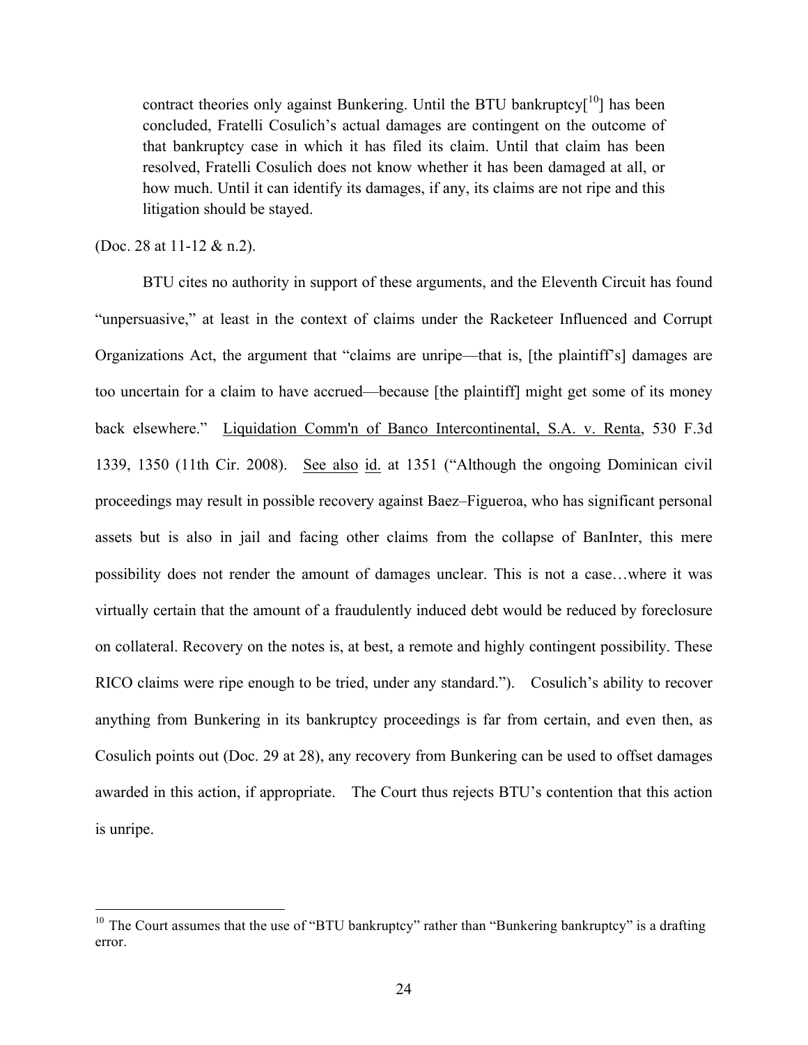> contract theories only against Bunkering. Until the BTU bankruptcy[10] has been concluded, Fratelli Cosulich's actual damages are contingent on the outcome of that bankruptcy case in which it has filed its claim. Until that claim has been resolved, Fratelli Cosulich does not know whether it has been damaged at all, or how much. Until it can identify its damages, if any, its claims are not ripe and this litigation should be stayed.

(Doc. 28 at 11-12 & n.2).

BTU cites no authority in support of these arguments, and the Eleventh Circuit has found "unpersuasive," at least in the context of claims under the Racketeer Influenced and Corrupt Organizations Act, the argument that "claims are unripe—that is, [the plaintiff's] damages are too uncertain for a claim to have accrued—because [the plaintiff] might get some of its money back elsewhere." Liquidation Comm'n of Banco Intercontinental, S.A. v. Renta, 530 F.3d 1339, 1350 (11th Cir. 2008). See also id. at 1351 ("Although the ongoing Dominican civil proceedings may result in possible recovery against Baez–Figueroa, who has significant personal assets but is also in jail and facing other claims from the collapse of BanInter, this mere possibility does not render the amount of damages unclear. This is not a case…where it was virtually certain that the amount of a fraudulently induced debt would be reduced by foreclosure on collateral. Recovery on the notes is, at best, a remote and highly contingent possibility. These RICO claims were ripe enough to be tried, under any standard."). Cosulich's ability to recover anything from Bunkering in its bankruptcy proceedings is far from certain, and even then, as Cosulich points out (Doc. 29 at 28), any recovery from Bunkering can be used to offset damages awarded in this action, if appropriate. The Court thus rejects BTU's contention that this action is unripe.

---

[10] The Court assumes that the use of "BTU bankruptcy" rather than "Bunkering bankruptcy" is a drafting error.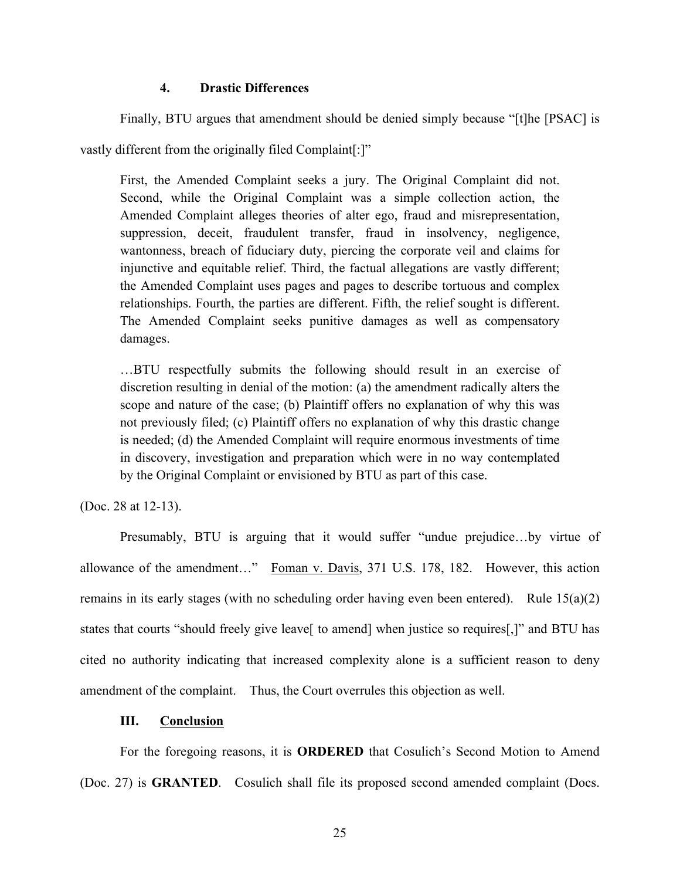#### 4. **Drastic Differences**

Finally, BTU argues that amendment should be denied simply because "[t]he [PSAC] is vastly different from the originally filed Complaint[:]"

> First, the Amended Complaint seeks a jury. The Original Complaint did not. Second, while the Original Complaint was a simple collection action, the Amended Complaint alleges theories of alter ego, fraud and misrepresentation, suppression, deceit, fraudulent transfer, fraud in insolvency, negligence, wantonness, breach of fiduciary duty, piercing the corporate veil and claims for injunctive and equitable relief. Third, the factual allegations are vastly different; the Amended Complaint uses pages and pages to describe tortuous and complex relationships. Fourth, the parties are different. Fifth, the relief sought is different. The Amended Complaint seeks punitive damages as well as compensatory damages.
>
> …BTU respectfully submits the following should result in an exercise of discretion resulting in denial of the motion: (a) the amendment radically alters the scope and nature of the case; (b) Plaintiff offers no explanation of why this was not previously filed; (c) Plaintiff offers no explanation of why this drastic change is needed; (d) the Amended Complaint will require enormous investments of time in discovery, investigation and preparation which were in no way contemplated by the Original Complaint or envisioned by BTU as part of this case.

(Doc. 28 at 12-13).

Presumably, BTU is arguing that it would suffer "undue prejudice…by virtue of allowance of the amendment…" Foman v. Davis, 371 U.S. 178, 182. However, this action remains in its early stages (with no scheduling order having even been entered). Rule 15(a)(2) states that courts "should freely give leave[ to amend] when justice so requires[,]" and BTU has cited no authority indicating that increased complexity alone is a sufficient reason to deny amendment of the complaint. Thus, the Court overrules this objection as well.

## III. Conclusion

For the foregoing reasons, it is **ORDERED** that Cosulich's Second Motion to Amend (Doc. 27) is **GRANTED**. Cosulich shall file its proposed second amended complaint (Docs.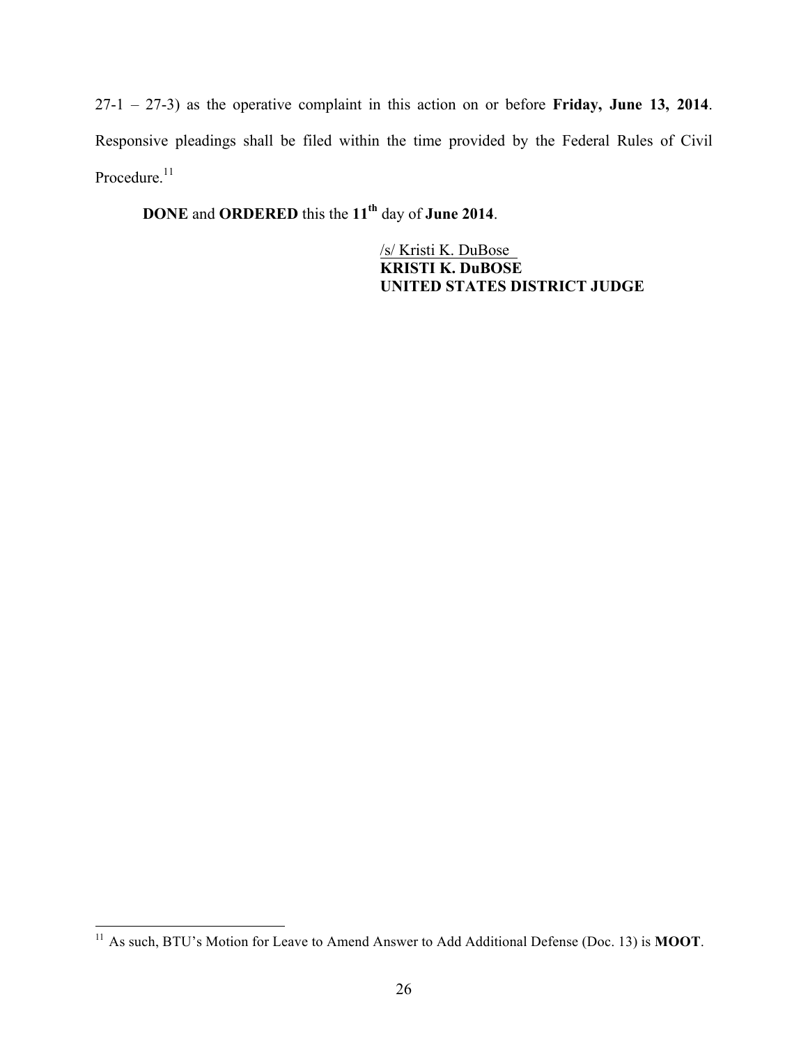27-1 – 27-3) as the operative complaint in this action on or before **Friday, June 13, 2014**. Responsive pleadings shall be filed within the time provided by the Federal Rules of Civil Procedure.[11]

**DONE** and **ORDERED** this the **11th** day of **June 2014**.

/s/ Kristi K. DuBose
**KRISTI K. DuBOSE**
**UNITED STATES DISTRICT JUDGE**

[11] As such, BTU's Motion for Leave to Amend Answer to Add Additional Defense (Doc. 13) is **MOOT**.